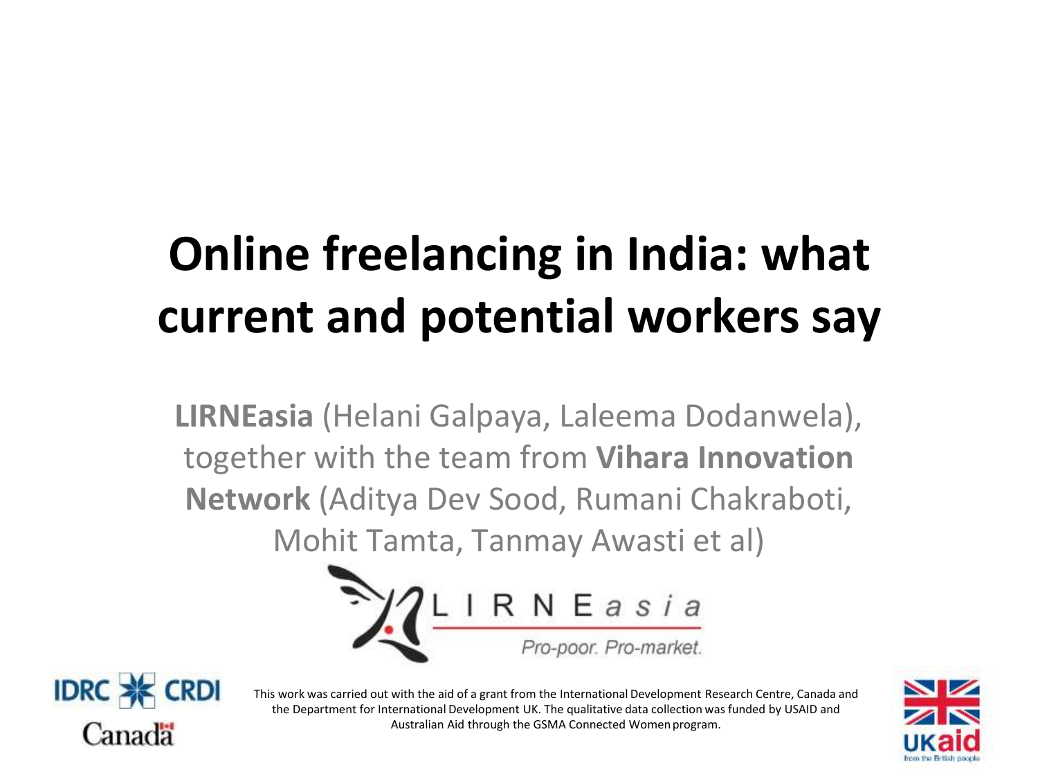# Online freelancing in India: what current and potential workers say

**LIRNEasia** (Helani Galpaya, Laleema Dodanwela), together with the team from **Vihara Innovation Network** (Aditya Dev Sood, Rumani Chakraboti, Mohit Tamta, Tanmay Awasti et al)

LIRNEasia
Pro-poor. Pro-market.

IDRC CRDI
Canada

This work was carried out with the aid of a grant from the International Development Research Centre, Canada and the Department for International Development UK. The qualitative data collection was funded by USAID and Australian Aid through the GSMA Connected Women program.

UKaid
from the British people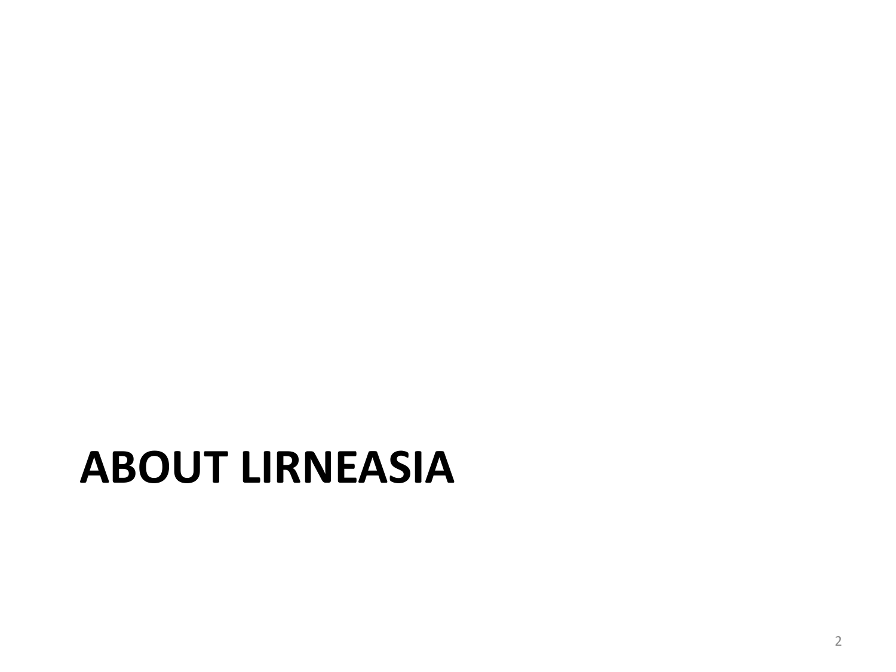# ABOUT LIRNEASIA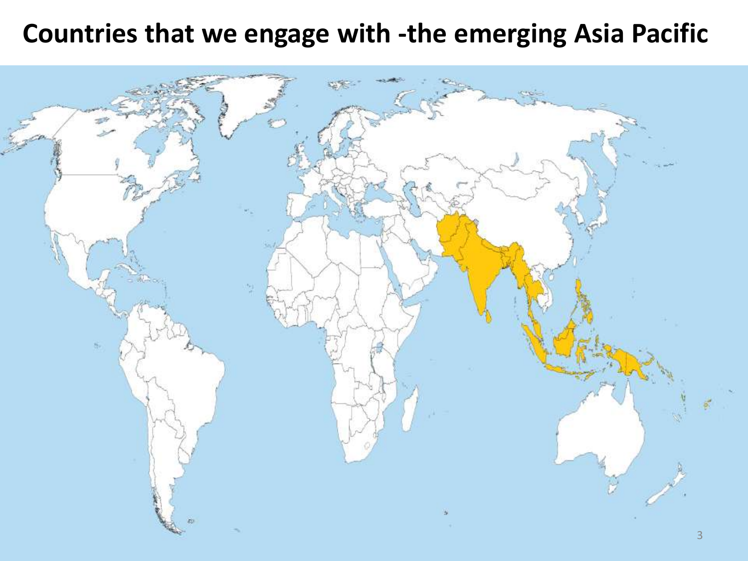# Countries that we engage with -the emerging Asia Pacific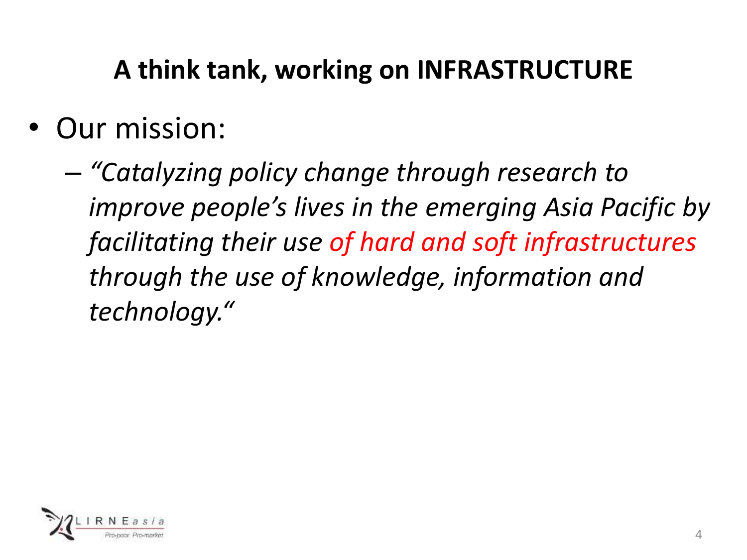## A think tank, working on INFRASTRUCTURE

- Our mission:
  - *"Catalyzing policy change through research to improve people's lives in the emerging Asia Pacific by facilitating their use of hard and soft infrastructures through the use of knowledge, information and technology."*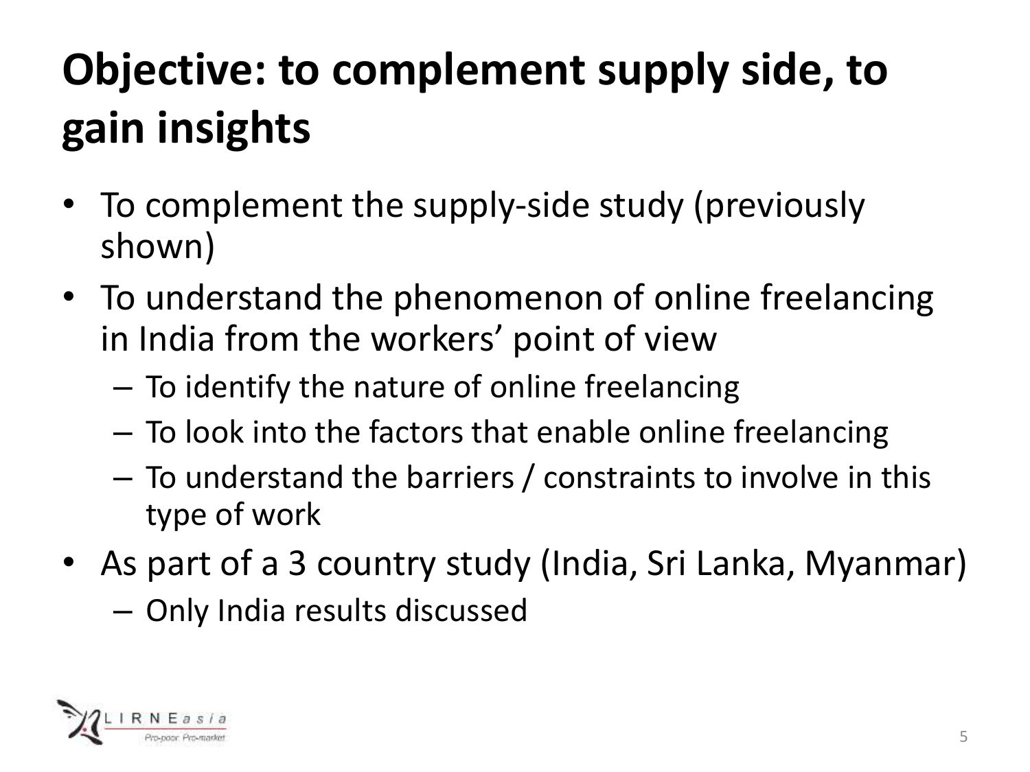# Objective: to complement supply side, to gain insights

- To complement the supply-side study (previously shown)
- To understand the phenomenon of online freelancing in India from the workers' point of view
  - To identify the nature of online freelancing
  - To look into the factors that enable online freelancing
  - To understand the barriers / constraints to involve in this type of work
- As part of a 3 country study (India, Sri Lanka, Myanmar)
  - Only India results discussed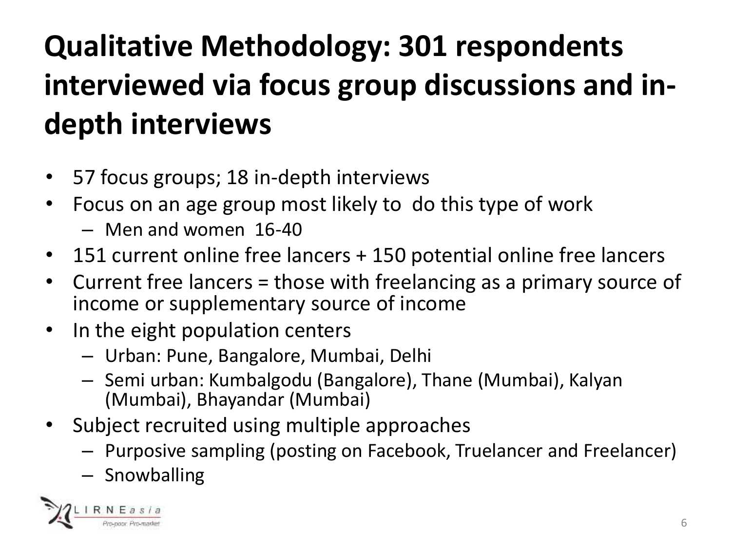# Qualitative Methodology: 301 respondents interviewed via focus group discussions and in-depth interviews

- 57 focus groups; 18 in-depth interviews
- Focus on an age group most likely to do this type of work
  - Men and women 16-40
- 151 current online free lancers + 150 potential online free lancers
- Current free lancers = those with freelancing as a primary source of income or supplementary source of income
- In the eight population centers
  - Urban: Pune, Bangalore, Mumbai, Delhi
  - Semi urban: Kumbalgodu (Bangalore), Thane (Mumbai), Kalyan (Mumbai), Bhayandar (Mumbai)
- Subject recruited using multiple approaches
  - Purposive sampling (posting on Facebook, Truelancer and Freelancer)
  - Snowballing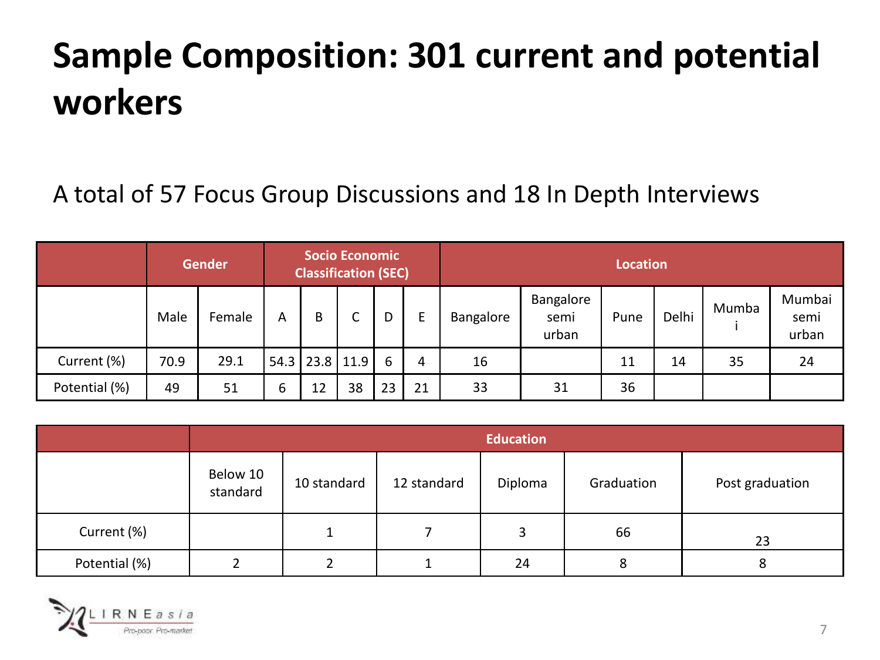# Sample Composition: 301 current and potential workers

A total of 57 Focus Group Discussions and 18 In Depth Interviews

| | Gender | | Socio Economic Classification (SEC) | | | | | Location | | | | | |
|---|---|---|---|---|---|---|---|---|---|---|---|---|---|
| | Male | Female | A | B | C | D | E | Bangalore | Bangalore semi urban | Pune | Delhi | Mumbai | Mumbai semi urban |
| Current (%) | 70.9 | 29.1 | 54.3 | 23.8 | 11.9 | 6 | 4 | 16 | | 11 | 14 | 35 | 24 |
| Potential (%) | 49 | 51 | 6 | 12 | 38 | 23 | 21 | 33 | 31 | 36 | | | |

| | Education | | | | | |
|---|---|---|---|---|---|---|
| | Below 10 standard | 10 standard | 12 standard | Diploma | Graduation | Post graduation |
| Current (%) | | 1 | 7 | 3 | 66 | 23 |
| Potential (%) | 2 | 2 | 1 | 24 | 8 | 8 |

LIRNEasia
Pro-poor. Pro-market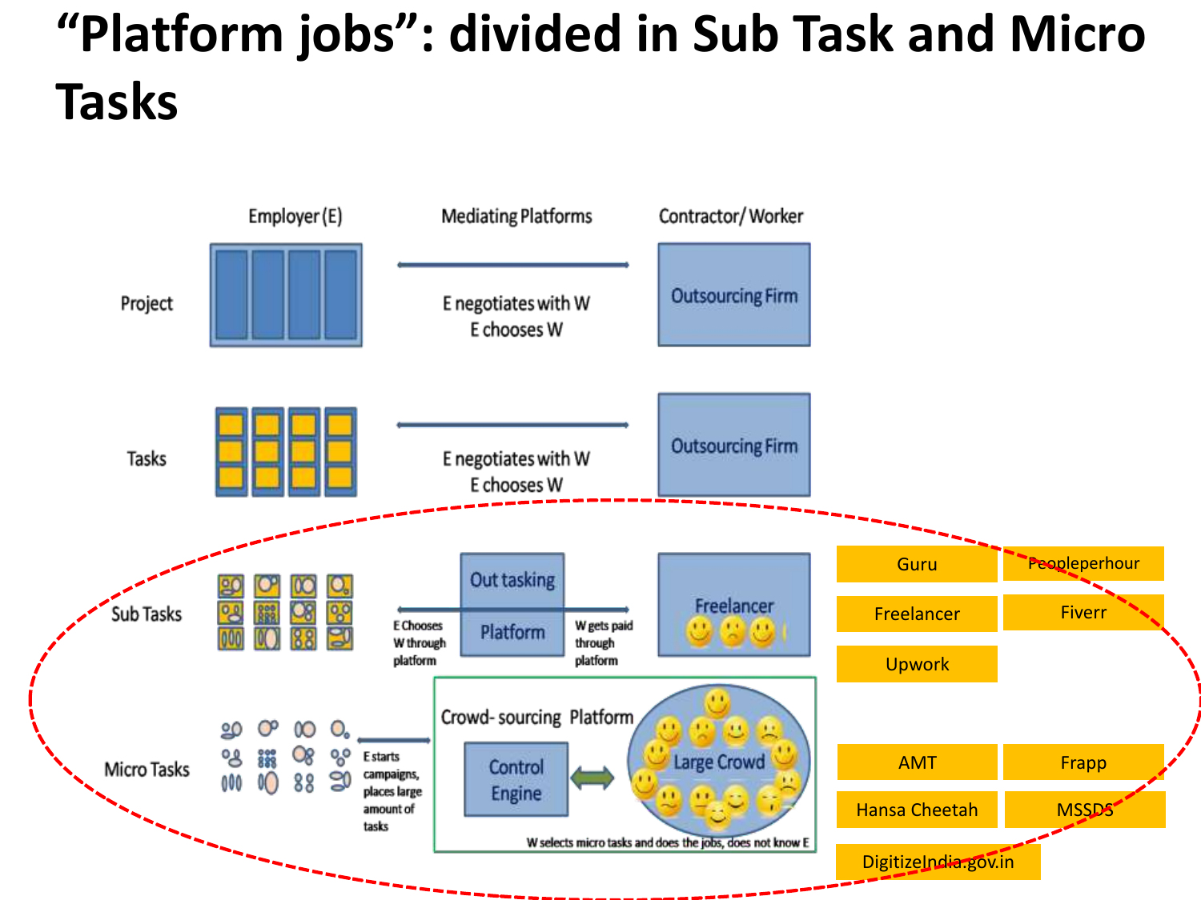# "Platform jobs": divided in Sub Task and Micro Tasks

| | Employer (E) | Mediating Platforms | Contractor/ Worker |
|---|---|---|---|
| Project | | E negotiates with W<br>E chooses W | Outsourcing Firm |
| Tasks | | E negotiates with W<br>E chooses W | Outsourcing Firm |
| Sub Tasks | | Out tasking Platform<br>E Chooses W through platform<br>W gets paid through platform | Freelancer |
| Micro Tasks | | E starts campaigns, places large amount of tasks<br>Crowd- sourcing Platform: Control Engine ⟷ Large Crowd<br>W selects micro tasks and does the jobs, does not know E | |

Sub Tasks platforms:

- Guru
- Peopleperhour
- Freelancer
- Fiverr
- Upwork

Micro Tasks platforms:

- AMT
- Frapp
- Hansa Cheetah
- MSSDS
- DigitizeIndia.gov.in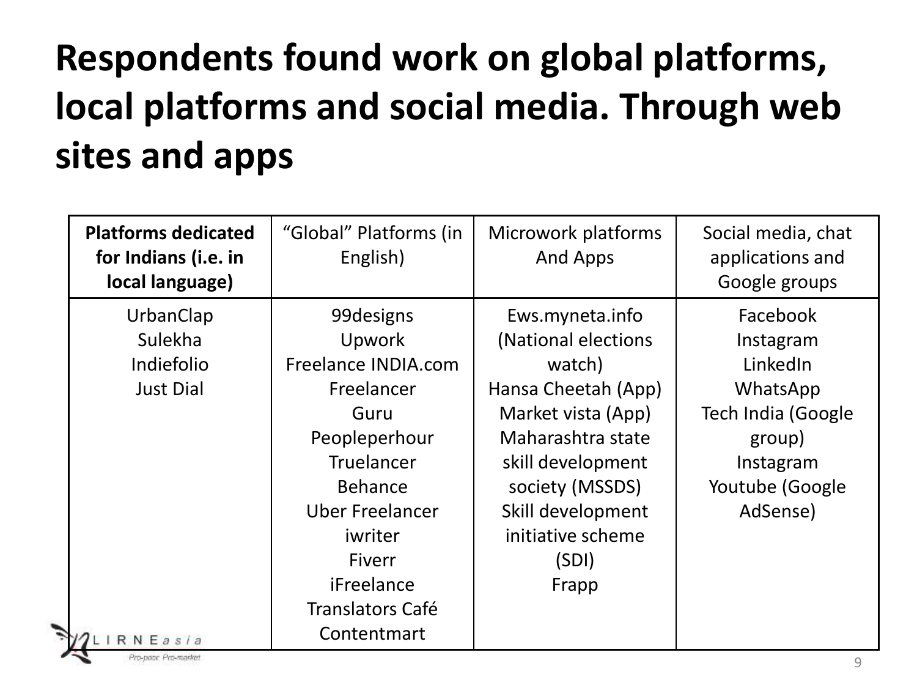# Respondents found work on global platforms, local platforms and social media. Through web sites and apps

| **Platforms dedicated for Indians (i.e. in local language)** | "Global" Platforms (in English) | Microwork platforms And Apps | Social media, chat applications and Google groups |
|---|---|---|---|
| UrbanClap<br>Sulekha<br>Indiefolio<br>Just Dial | 99designs<br>Upwork<br>Freelance INDIA.com<br>Freelancer<br>Guru<br>Peopleperhour<br>Truelancer<br>Behance<br>Uber Freelancer<br>iwriter<br>Fiverr<br>iFreelance<br>Translators Café<br>Contentmart | Ews.myneta.info (National elections watch)<br>Hansa Cheetah (App)<br>Market vista (App)<br>Maharashtra state skill development society (MSSDS)<br>Skill development initiative scheme (SDI)<br>Frapp | Facebook<br>Instagram<br>LinkedIn<br>WhatsApp<br>Tech India (Google group)<br>Instagram<br>Youtube (Google AdSense) |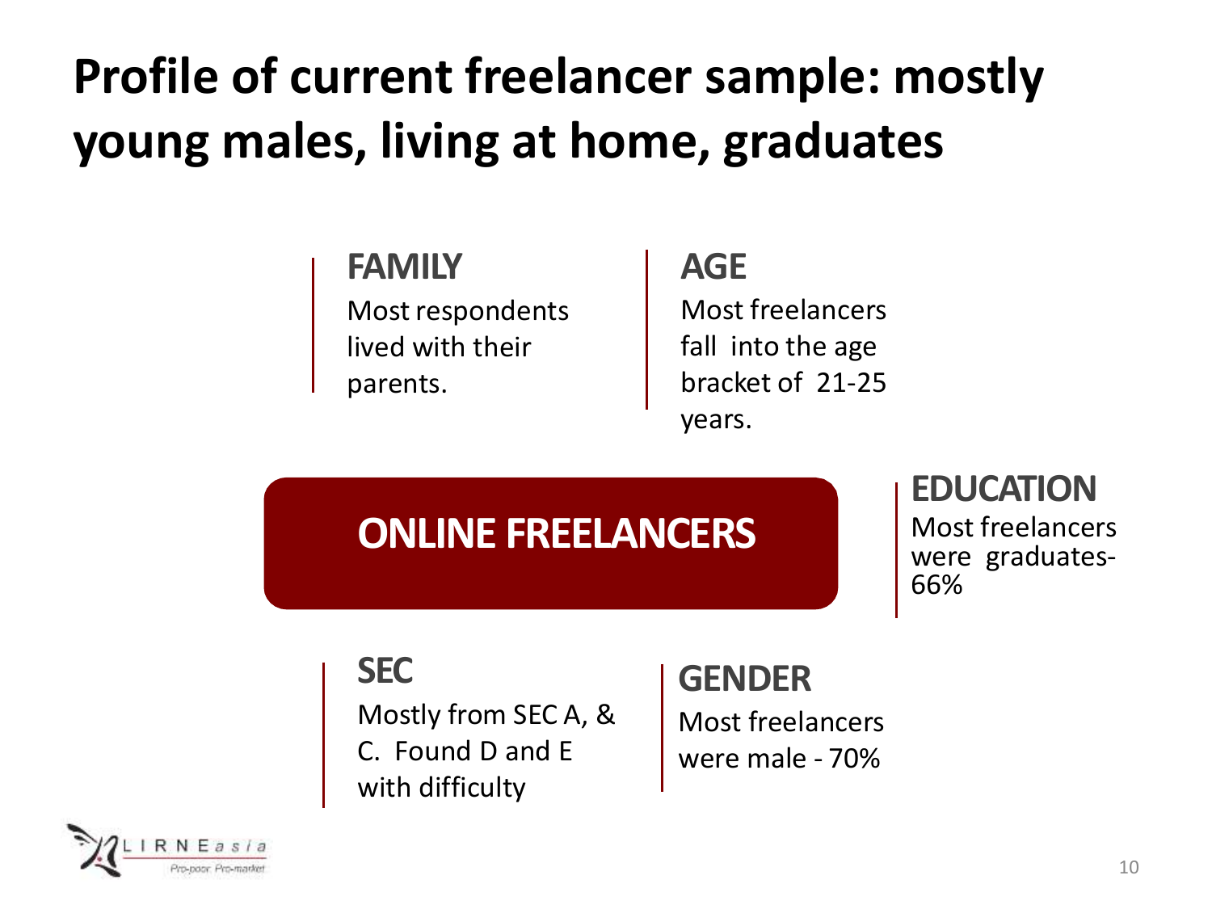# Profile of current freelancer sample: mostly young males, living at home, graduates

### FAMILY

Most respondents lived with their parents.

### AGE

Most freelancers fall into the age bracket of 21-25 years.

### ONLINE FREELANCERS

### EDUCATION

Most freelancers were graduates- 66%

### SEC

Mostly from SEC A, & C. Found D and E with difficulty

### GENDER

Most freelancers were male - 70%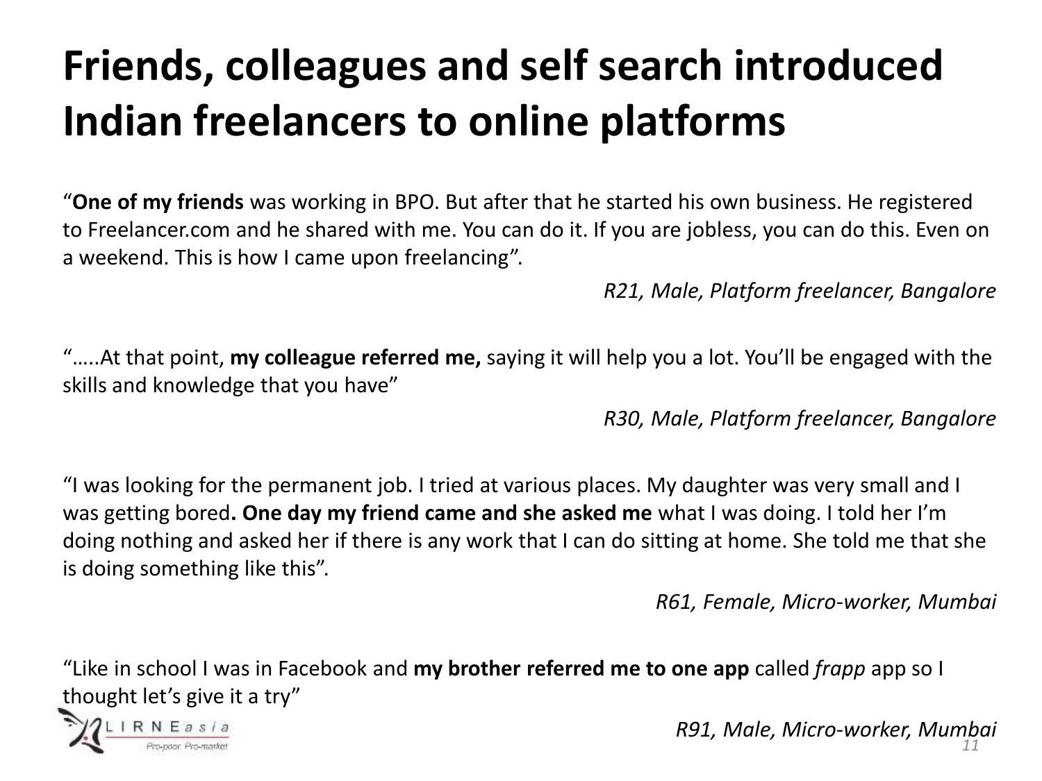# Friends, colleagues and self search introduced Indian freelancers to online platforms

"**One of my friends** was working in BPO. But after that he started his own business. He registered to Freelancer.com and he shared with me. You can do it. If you are jobless, you can do this. Even on a weekend. This is how I came upon freelancing".

*R21, Male, Platform freelancer, Bangalore*

"…..At that point, **my colleague referred me,** saying it will help you a lot. You'll be engaged with the skills and knowledge that you have"

*R30, Male, Platform freelancer, Bangalore*

"I was looking for the permanent job. I tried at various places. My daughter was very small and I was getting bored**. One day my friend came and she asked me** what I was doing. I told her I'm doing nothing and asked her if there is any work that I can do sitting at home. She told me that she is doing something like this".

*R61, Female, Micro-worker, Mumbai*

"Like in school I was in Facebook and **my brother referred me to one app** called *frapp* app so I thought let's give it a try"

*R91, Male, Micro-worker, Mumbai*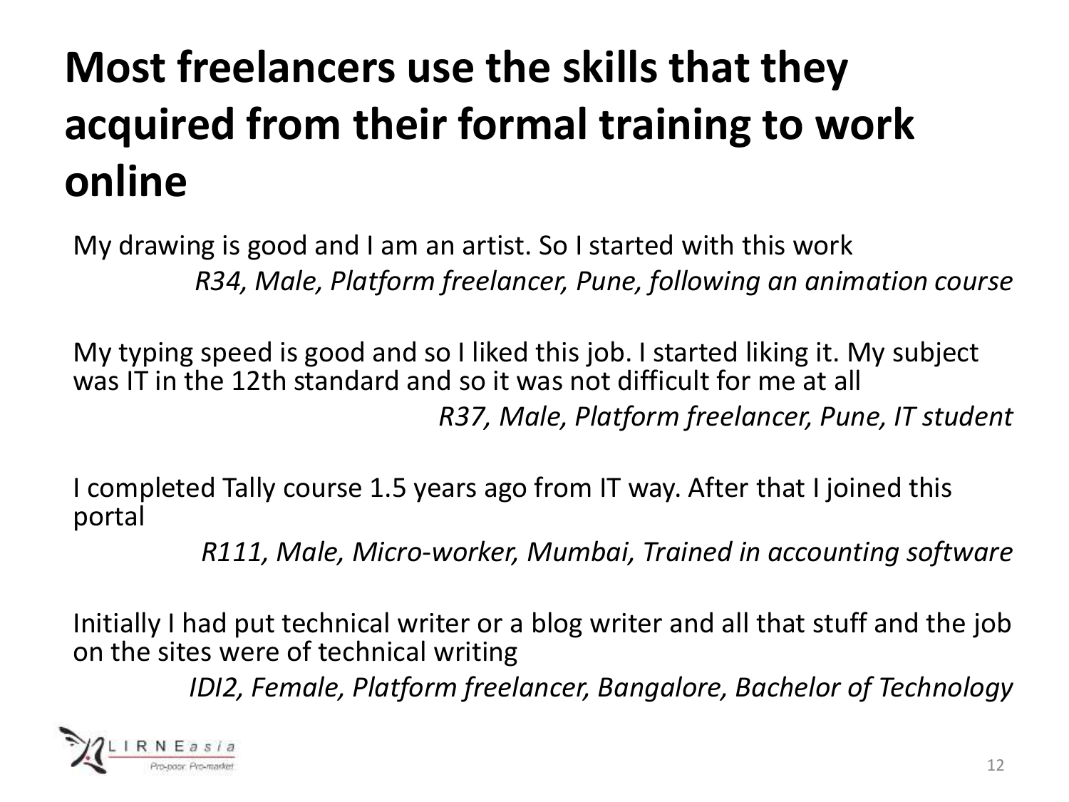# Most freelancers use the skills that they acquired from their formal training to work online

My drawing is good and I am an artist. So I started with this work

*R34, Male, Platform freelancer, Pune, following an animation course*

My typing speed is good and so I liked this job. I started liking it. My subject was IT in the 12th standard and so it was not difficult for me at all

*R37, Male, Platform freelancer, Pune, IT student*

I completed Tally course 1.5 years ago from IT way. After that I joined this portal

*R111, Male, Micro-worker, Mumbai, Trained in accounting software*

Initially I had put technical writer or a blog writer and all that stuff and the job on the sites were of technical writing

*IDI2, Female, Platform freelancer, Bangalore, Bachelor of Technology*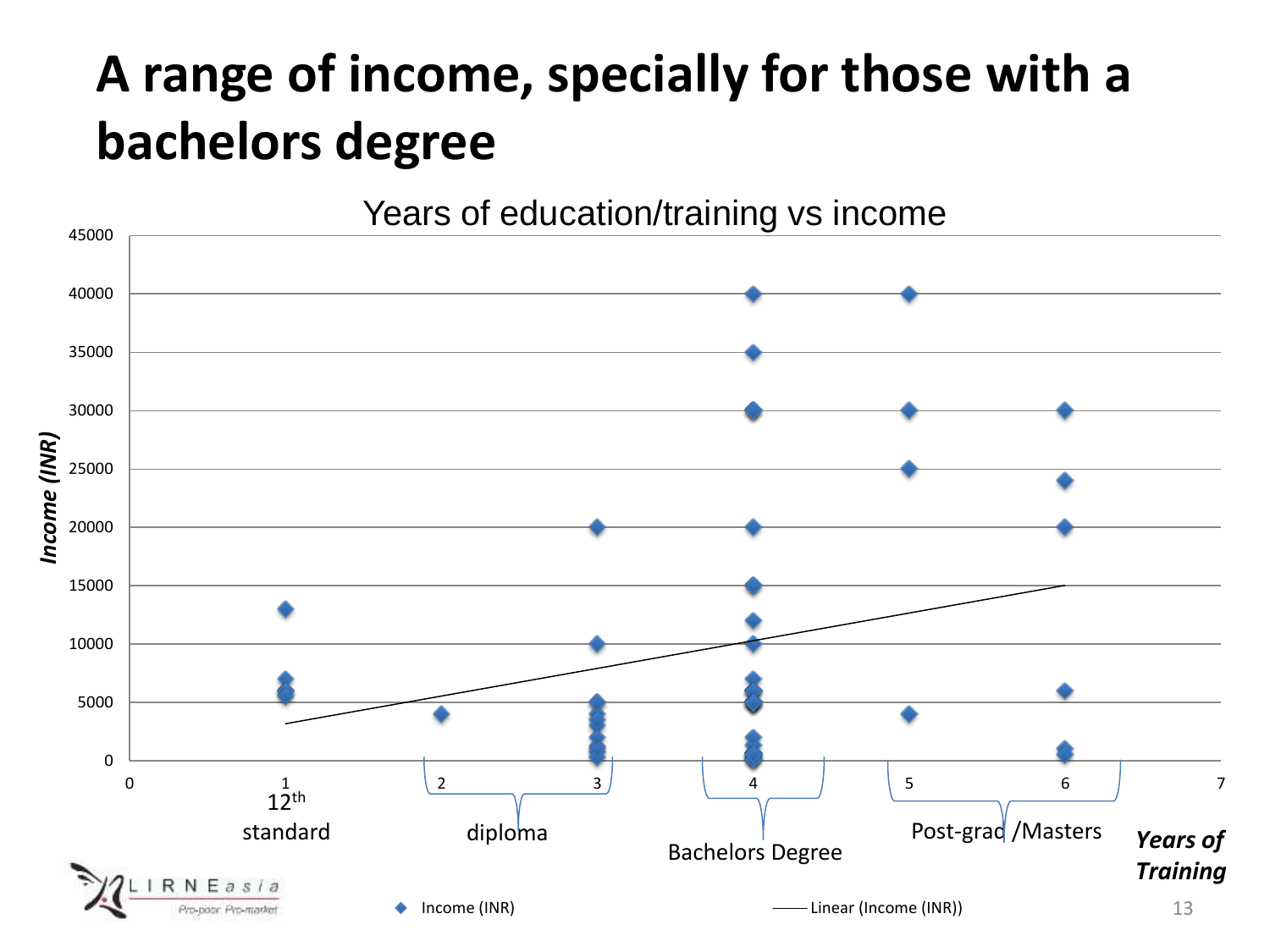# A range of income, specially for those with a bachelors degree

Years of education/training vs income

Income (INR)

45000
40000
35000
30000
25000
20000
15000
10000
5000
0

0 1 2 3 4 5 6 7

12th standard

diploma

Bachelors Degree

Post-grad /Masters

***Years of Training***

Income (INR) — Linear (Income (INR))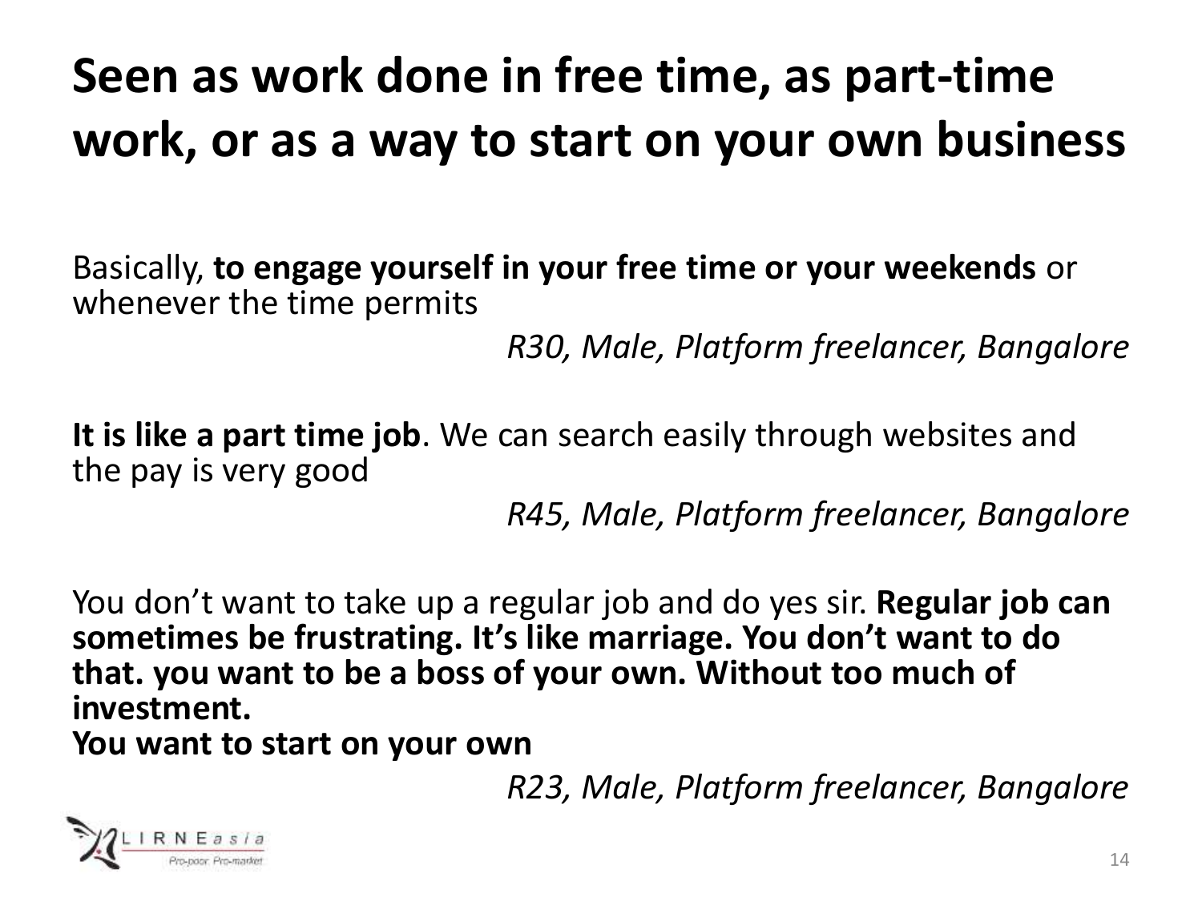# Seen as work done in free time, as part-time work, or as a way to start on your own business

Basically, **to engage yourself in your free time or your weekends** or whenever the time permits

*R30, Male, Platform freelancer, Bangalore*

**It is like a part time job**. We can search easily through websites and the pay is very good

*R45, Male, Platform freelancer, Bangalore*

You don't want to take up a regular job and do yes sir. **Regular job can sometimes be frustrating. It's like marriage. You don't want to do that. you want to be a boss of your own. Without too much of investment.**
**You want to start on your own**

*R23, Male, Platform freelancer, Bangalore*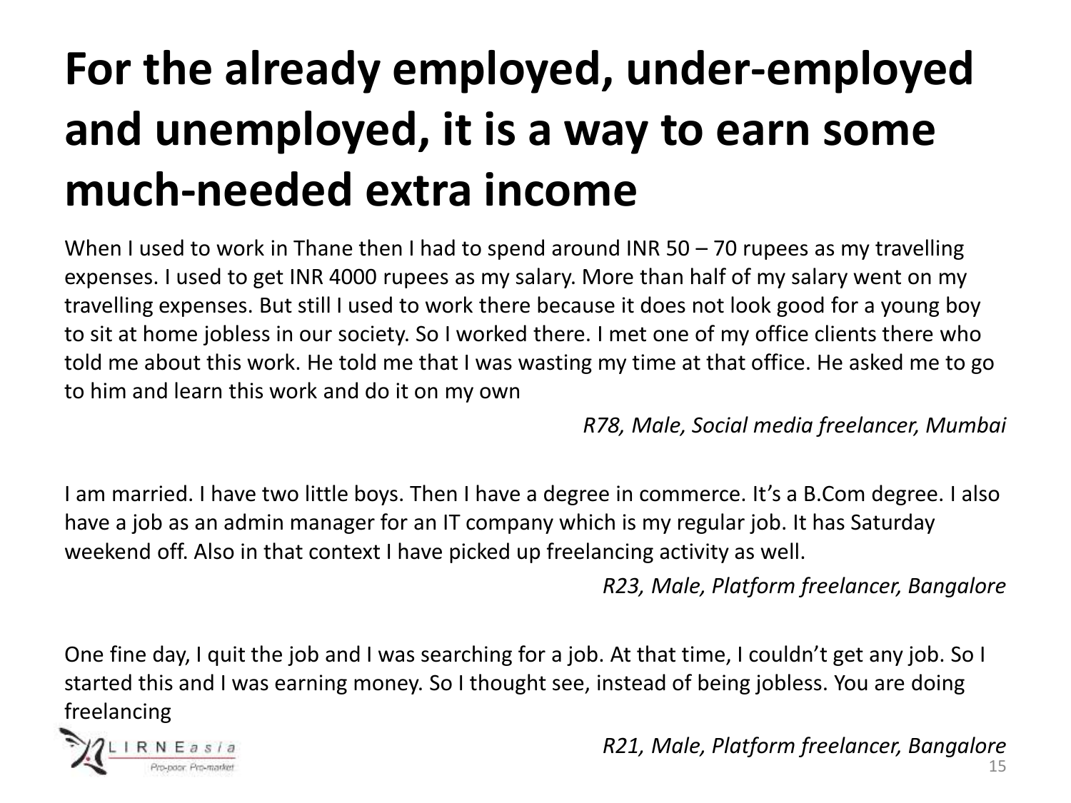# For the already employed, under-employed and unemployed, it is a way to earn some much-needed extra income

When I used to work in Thane then I had to spend around INR 50 – 70 rupees as my travelling expenses. I used to get INR 4000 rupees as my salary. More than half of my salary went on my travelling expenses. But still I used to work there because it does not look good for a young boy to sit at home jobless in our society. So I worked there. I met one of my office clients there who told me about this work. He told me that I was wasting my time at that office. He asked me to go to him and learn this work and do it on my own

*R78, Male, Social media freelancer, Mumbai*

I am married. I have two little boys. Then I have a degree in commerce. It's a B.Com degree. I also have a job as an admin manager for an IT company which is my regular job. It has Saturday weekend off. Also in that context I have picked up freelancing activity as well.

*R23, Male, Platform freelancer, Bangalore*

One fine day, I quit the job and I was searching for a job. At that time, I couldn't get any job. So I started this and I was earning money. So I thought see, instead of being jobless. You are doing freelancing

*R21, Male, Platform freelancer, Bangalore*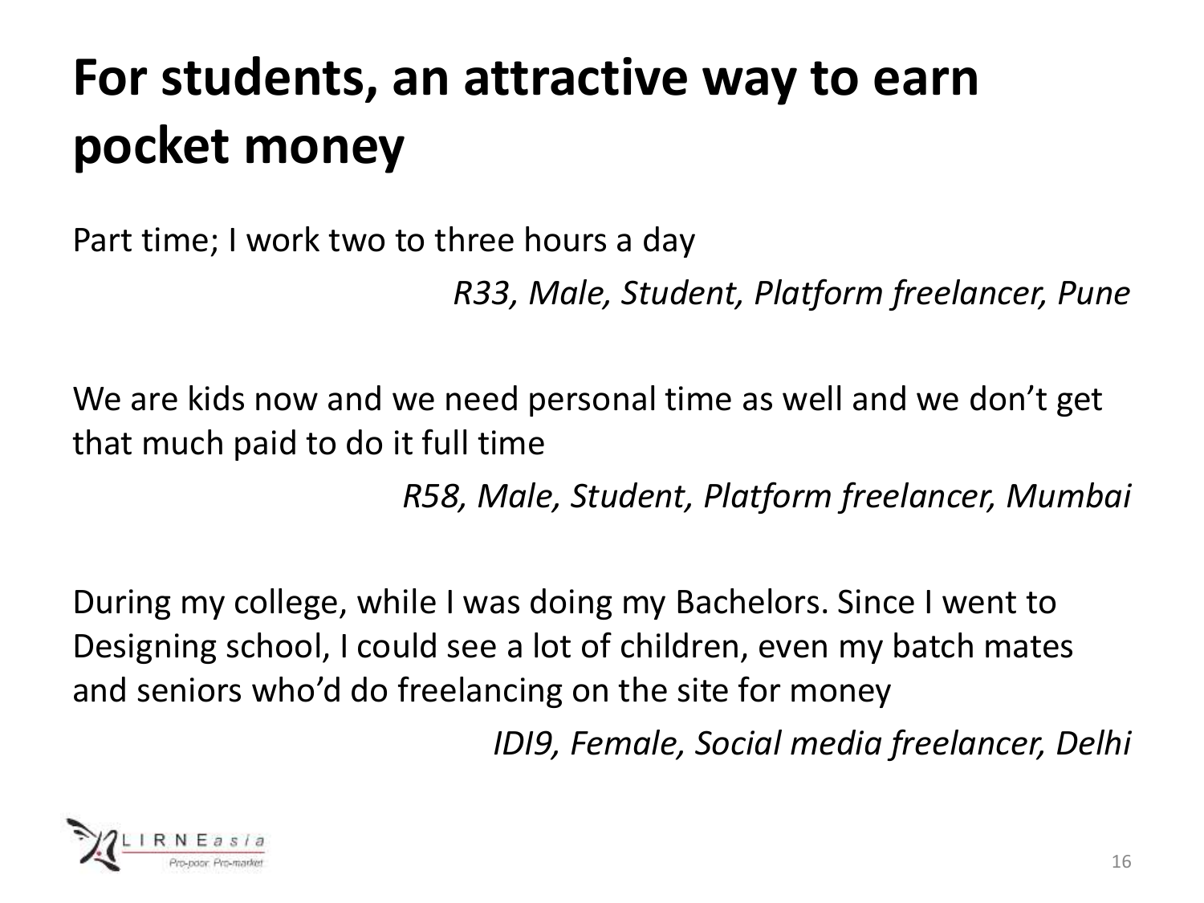# For students, an attractive way to earn pocket money

Part time; I work two to three hours a day

*R33, Male, Student, Platform freelancer, Pune*

We are kids now and we need personal time as well and we don't get that much paid to do it full time

*R58, Male, Student, Platform freelancer, Mumbai*

During my college, while I was doing my Bachelors. Since I went to Designing school, I could see a lot of children, even my batch mates and seniors who'd do freelancing on the site for money

*IDI9, Female, Social media freelancer, Delhi*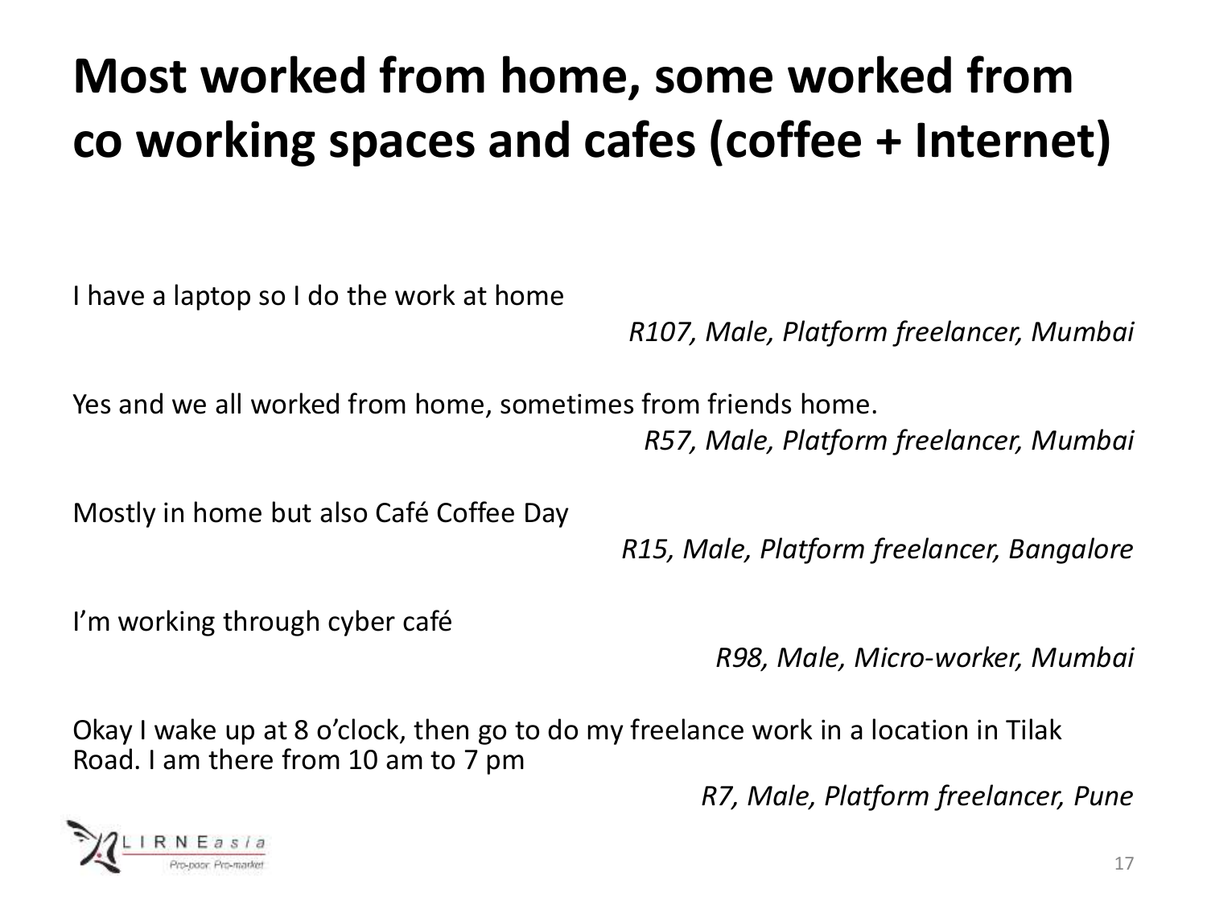# Most worked from home, some worked from co working spaces and cafes (coffee + Internet)

I have a laptop so I do the work at home

*R107, Male, Platform freelancer, Mumbai*

Yes and we all worked from home, sometimes from friends home.

*R57, Male, Platform freelancer, Mumbai*

Mostly in home but also Café Coffee Day

*R15, Male, Platform freelancer, Bangalore*

I'm working through cyber café

*R98, Male, Micro-worker, Mumbai*

Okay I wake up at 8 o'clock, then go to do my freelance work in a location in Tilak Road. I am there from 10 am to 7 pm

*R7, Male, Platform freelancer, Pune*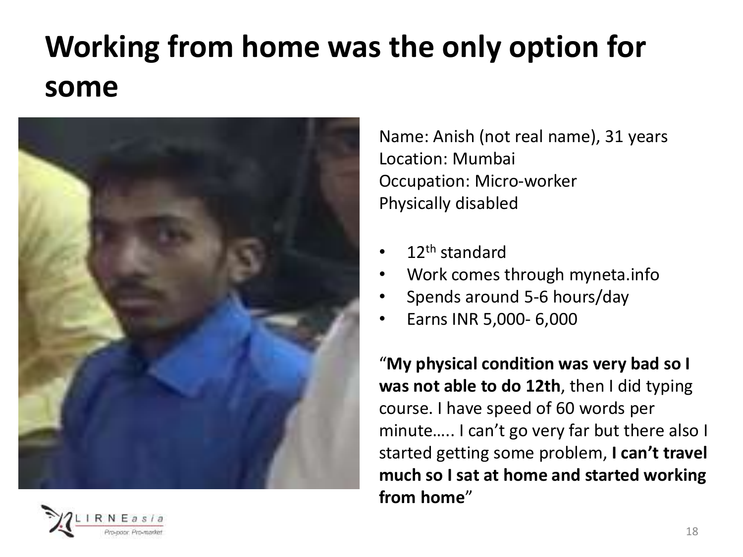# Working from home was the only option for some

Name: Anish (not real name), 31 years
Location: Mumbai
Occupation: Micro-worker
Physically disabled

- 12th standard
- Work comes through myneta.info
- Spends around 5-6 hours/day
- Earns INR 5,000- 6,000

"**My physical condition was very bad so I was not able to do 12th**, then I did typing course. I have speed of 60 words per minute….. I can't go very far but there also I started getting some problem, **I can't travel much so I sat at home and started working from home**"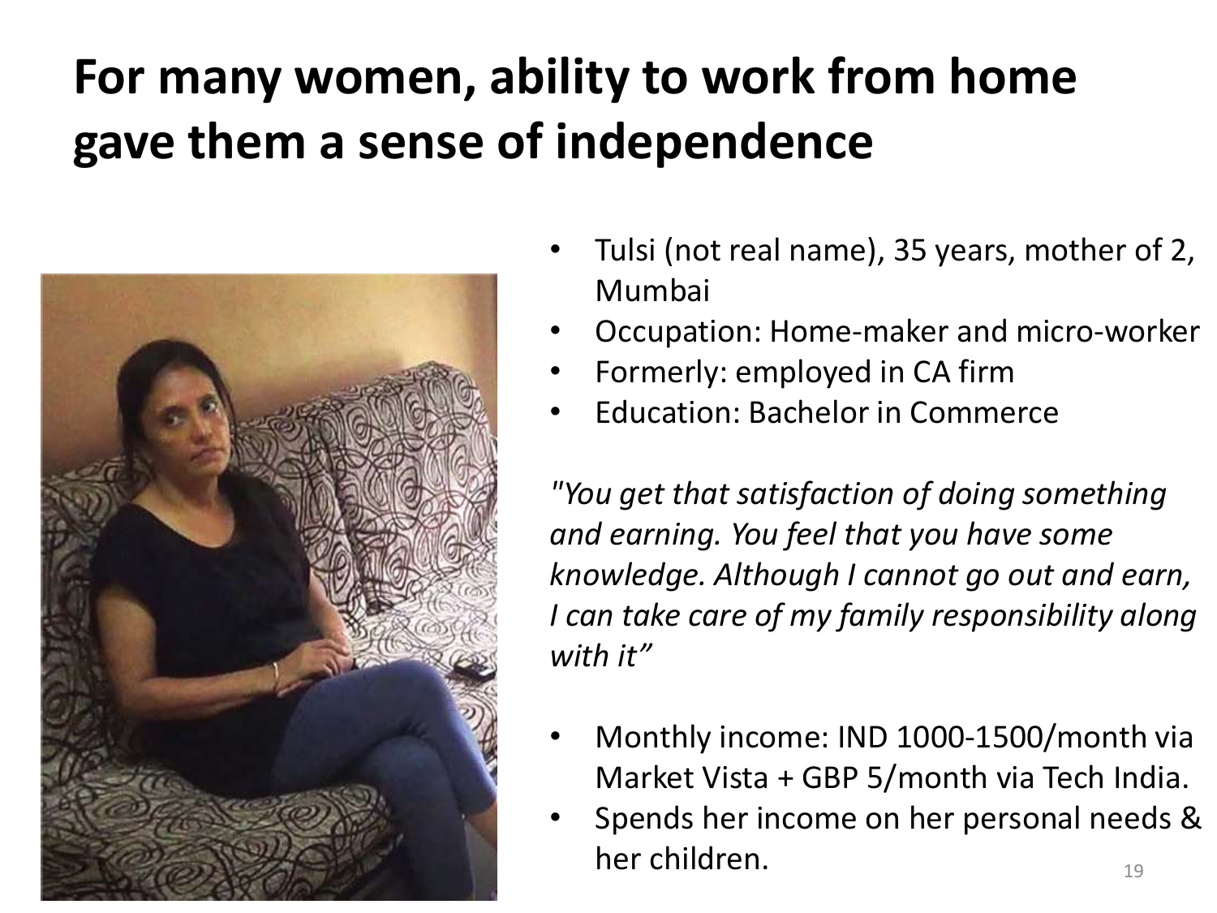# For many women, ability to work from home gave them a sense of independence

- Tulsi (not real name), 35 years, mother of 2, Mumbai
- Occupation: Home-maker and micro-worker
- Formerly: employed in CA firm
- Education: Bachelor in Commerce

*"You get that satisfaction of doing something and earning. You feel that you have some knowledge. Although I cannot go out and earn, I can take care of my family responsibility along with it"*

- Monthly income: IND 1000-1500/month via Market Vista + GBP 5/month via Tech India.
- Spends her income on her personal needs & her children.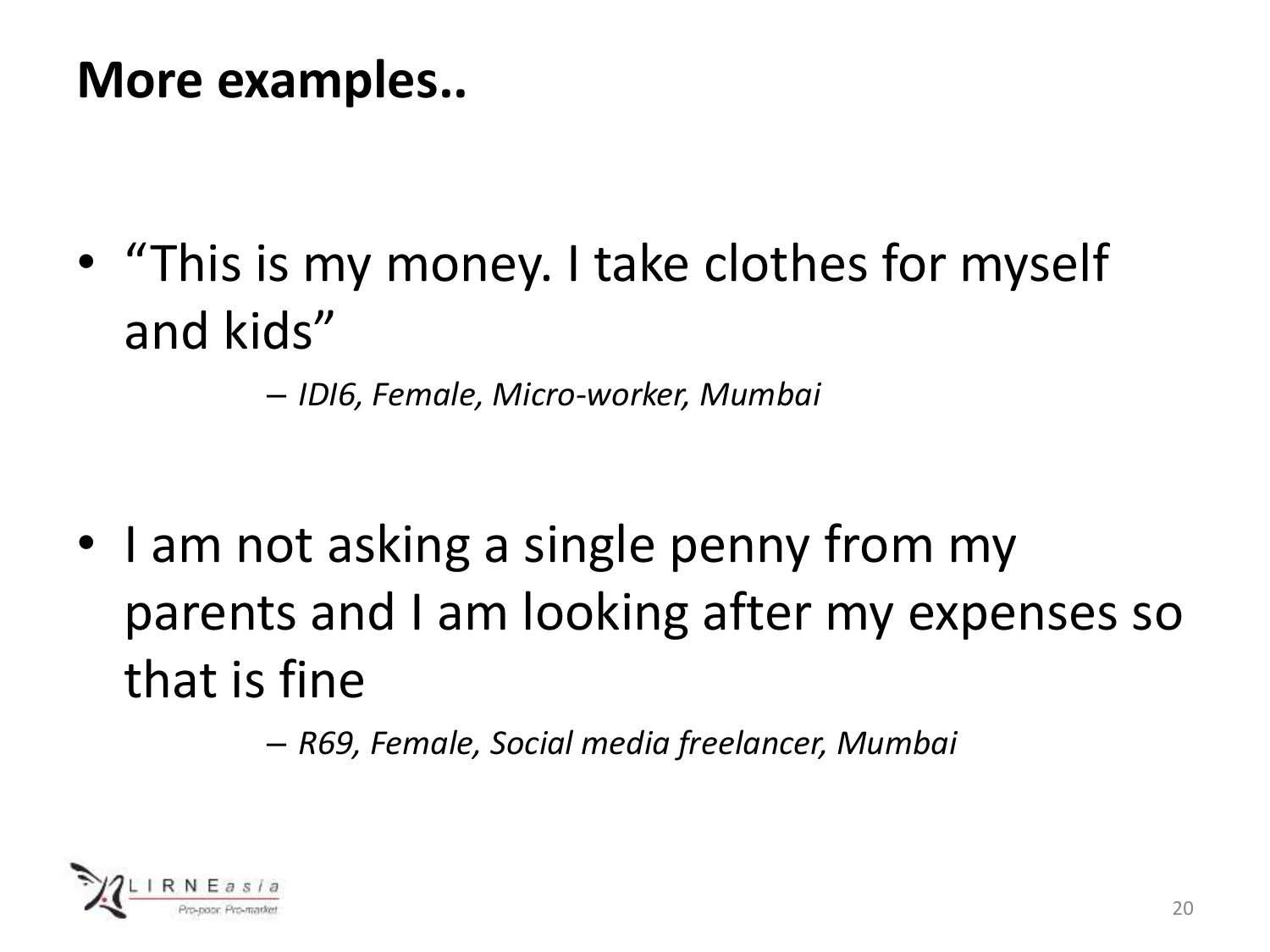# More examples..

- "This is my money. I take clothes for myself and kids"

  – *IDI6, Female, Micro-worker, Mumbai*

- I am not asking a single penny from my parents and I am looking after my expenses so that is fine

  – *R69, Female, Social media freelancer, Mumbai*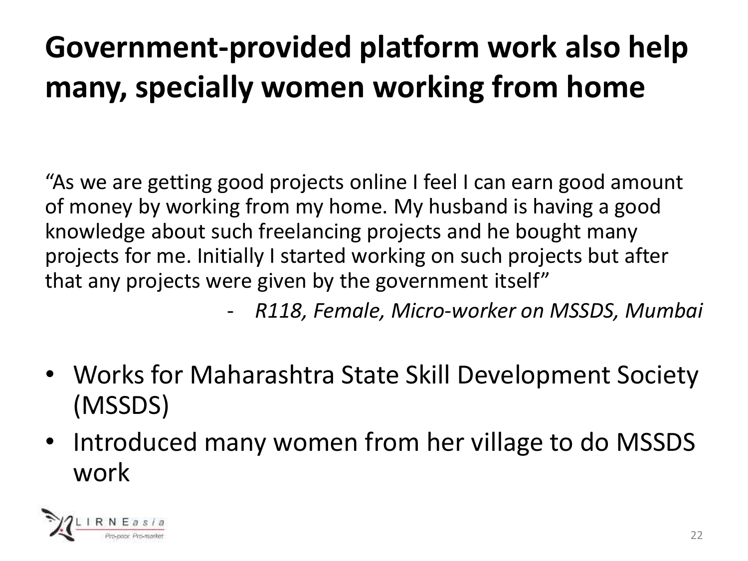# Government-provided platform work also help many, specially women working from home

"As we are getting good projects online I feel I can earn good amount of money by working from my home. My husband is having a good knowledge about such freelancing projects and he bought many projects for me. Initially I started working on such projects but after that any projects were given by the government itself"

- *R118, Female, Micro-worker on MSSDS, Mumbai*

- Works for Maharashtra State Skill Development Society (MSSDS)
- Introduced many women from her village to do MSSDS work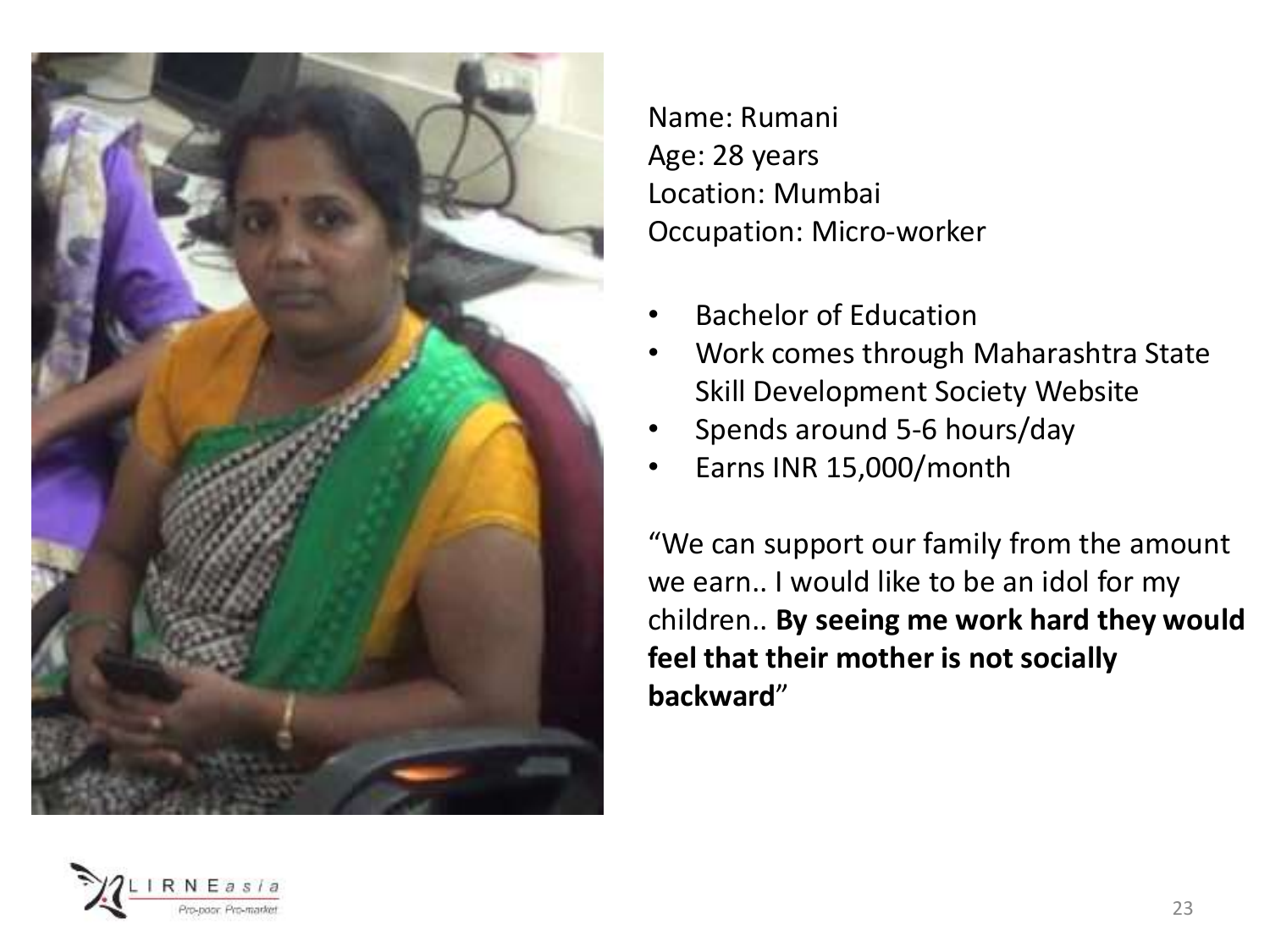Name: Rumani
Age: 28 years
Location: Mumbai
Occupation: Micro-worker

- Bachelor of Education
- Work comes through Maharashtra State Skill Development Society Website
- Spends around 5-6 hours/day
- Earns INR 15,000/month

"We can support our family from the amount we earn.. I would like to be an idol for my children.. **By seeing me work hard they would feel that their mother is not socially backward**"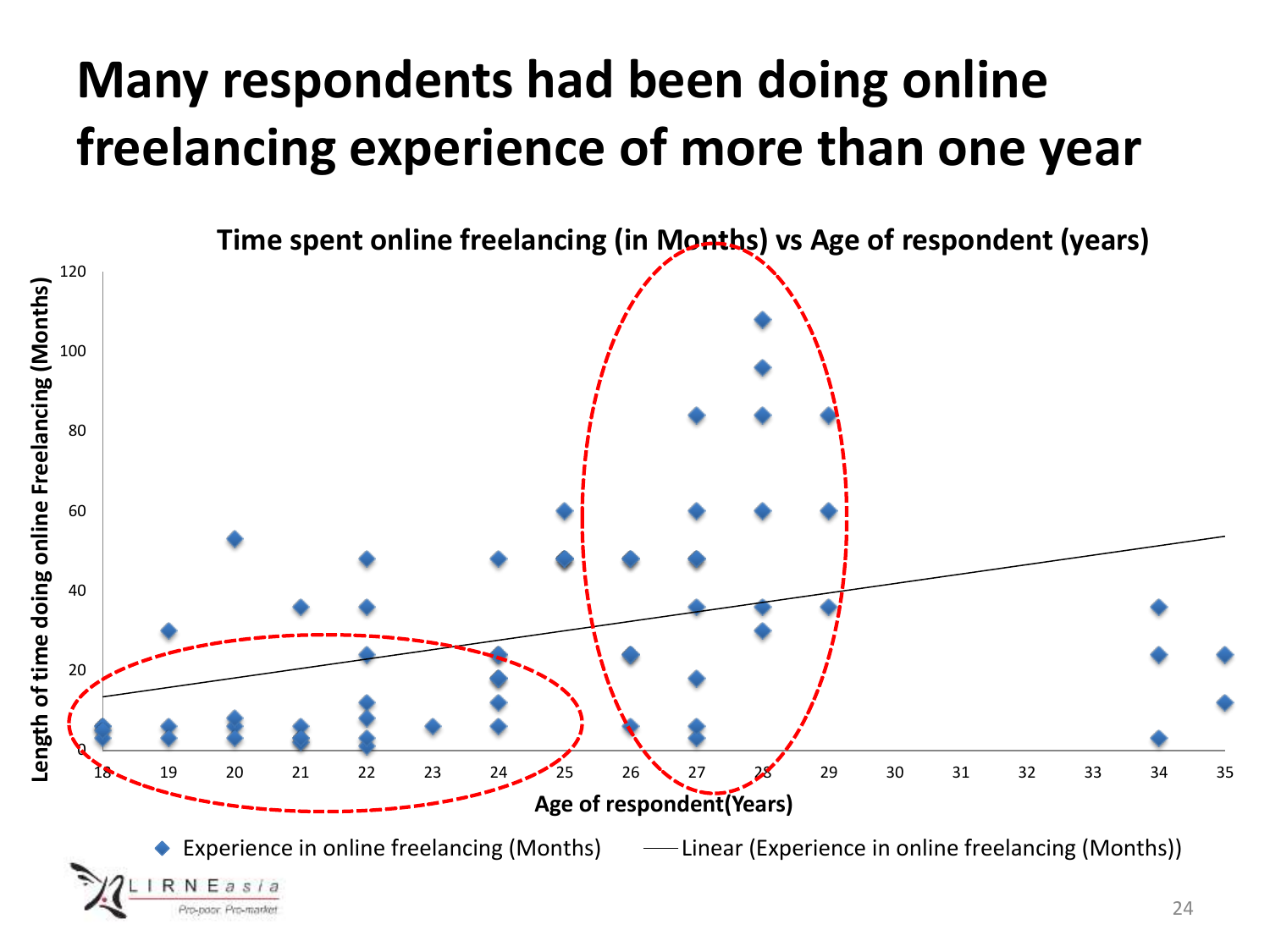# Many respondents had been doing online freelancing experience of more than one year

**Time spent online freelancing (in Months) vs Age of respondent (years)**

Length of time doing online Freelancing (Months)

Age of respondent(Years)

Experience in online freelancing (Months) — Linear (Experience in online freelancing (Months))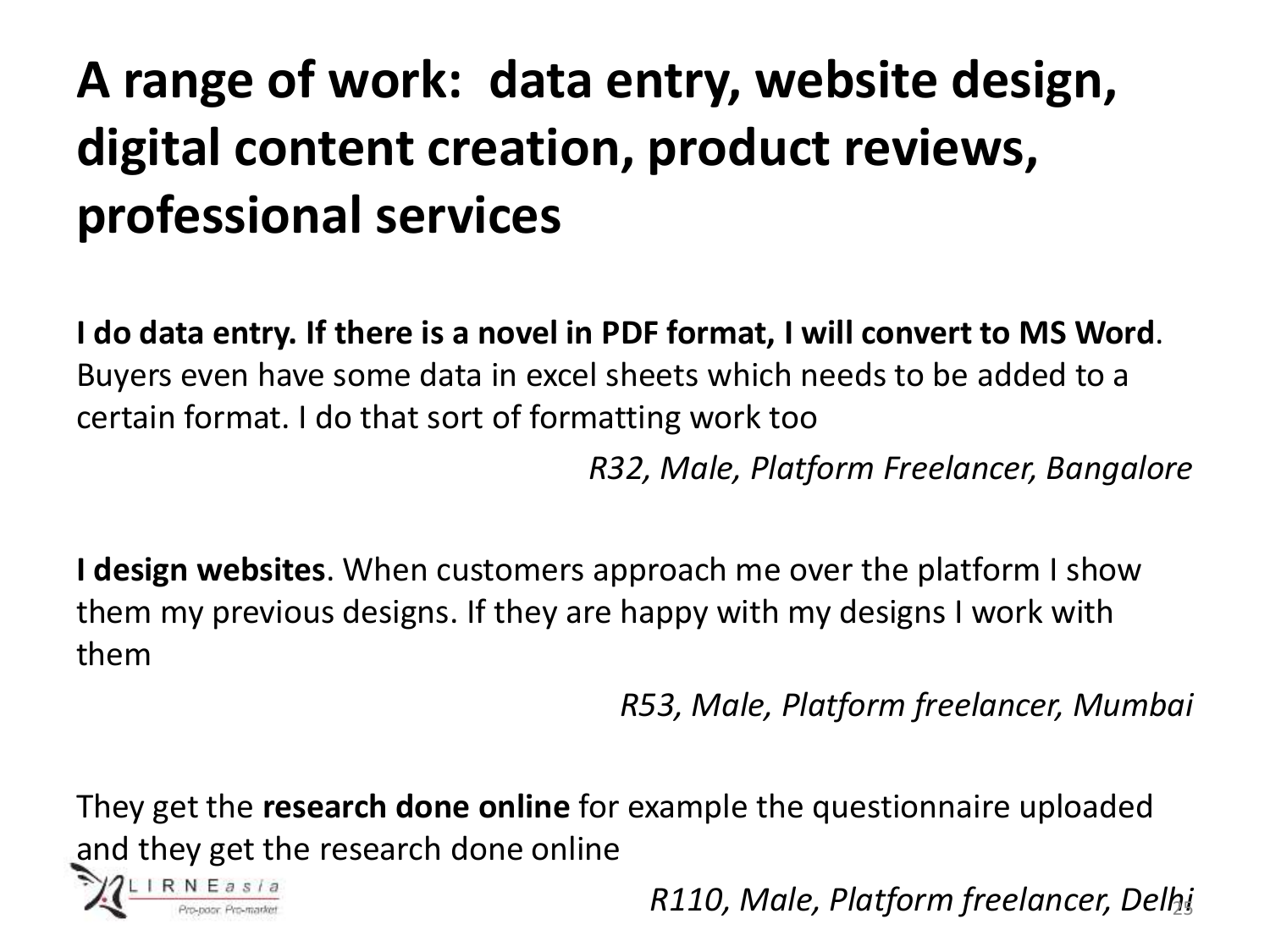# A range of work: data entry, website design, digital content creation, product reviews, professional services

**I do data entry. If there is a novel in PDF format, I will convert to MS Word**. Buyers even have some data in excel sheets which needs to be added to a certain format. I do that sort of formatting work too

*R32, Male, Platform Freelancer, Bangalore*

**I design websites**. When customers approach me over the platform I show them my previous designs. If they are happy with my designs I work with them

*R53, Male, Platform freelancer, Mumbai*

They get the **research done online** for example the questionnaire uploaded and they get the research done online

*R110, Male, Platform freelancer, Delhi*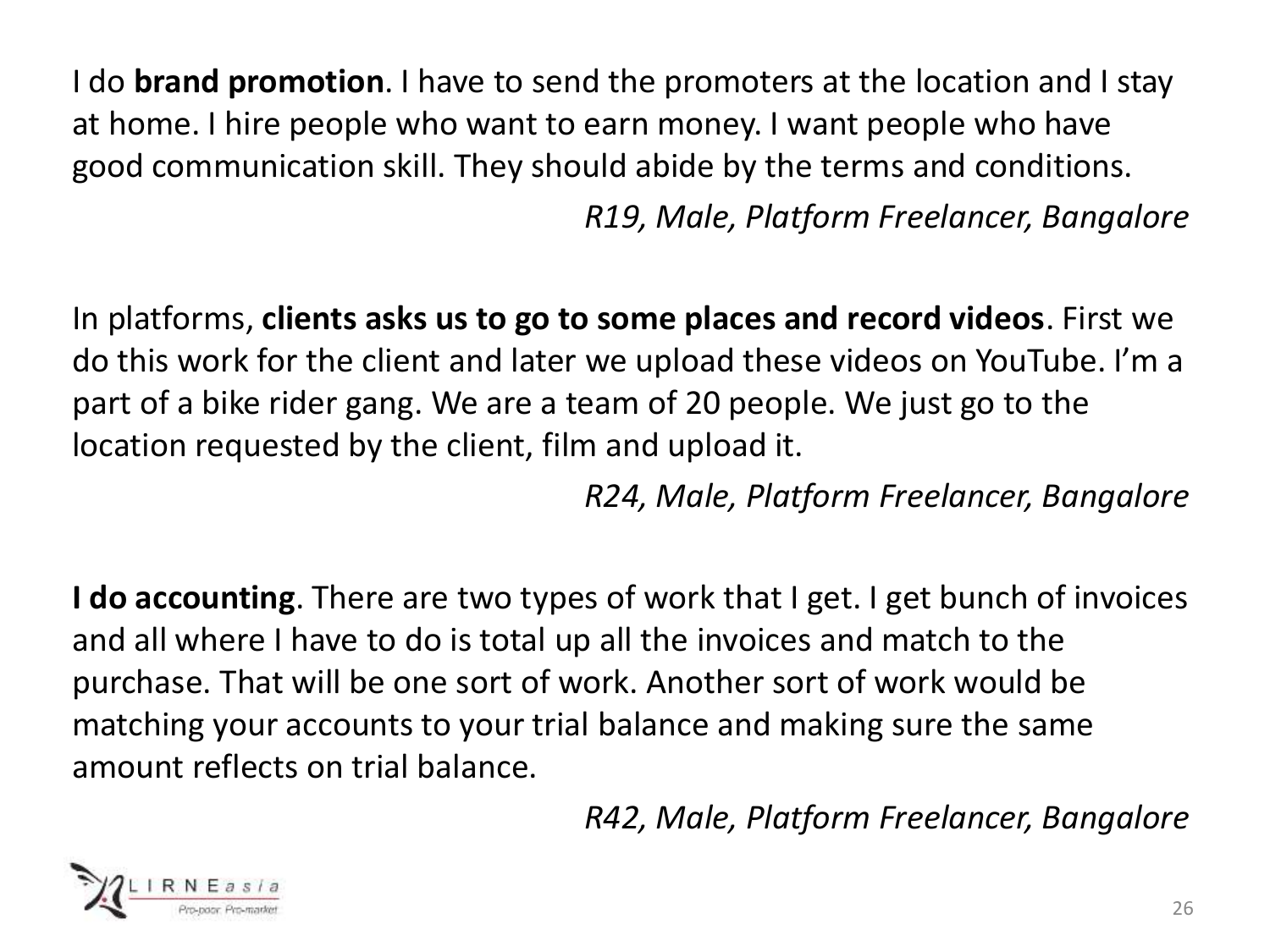I do **brand promotion**. I have to send the promoters at the location and I stay at home. I hire people who want to earn money. I want people who have good communication skill. They should abide by the terms and conditions.

*R19, Male, Platform Freelancer, Bangalore*

In platforms, **clients asks us to go to some places and record videos**. First we do this work for the client and later we upload these videos on YouTube. I'm a part of a bike rider gang. We are a team of 20 people. We just go to the location requested by the client, film and upload it.

*R24, Male, Platform Freelancer, Bangalore*

**I do accounting**. There are two types of work that I get. I get bunch of invoices and all where I have to do is total up all the invoices and match to the purchase. That will be one sort of work. Another sort of work would be matching your accounts to your trial balance and making sure the same amount reflects on trial balance.

*R42, Male, Platform Freelancer, Bangalore*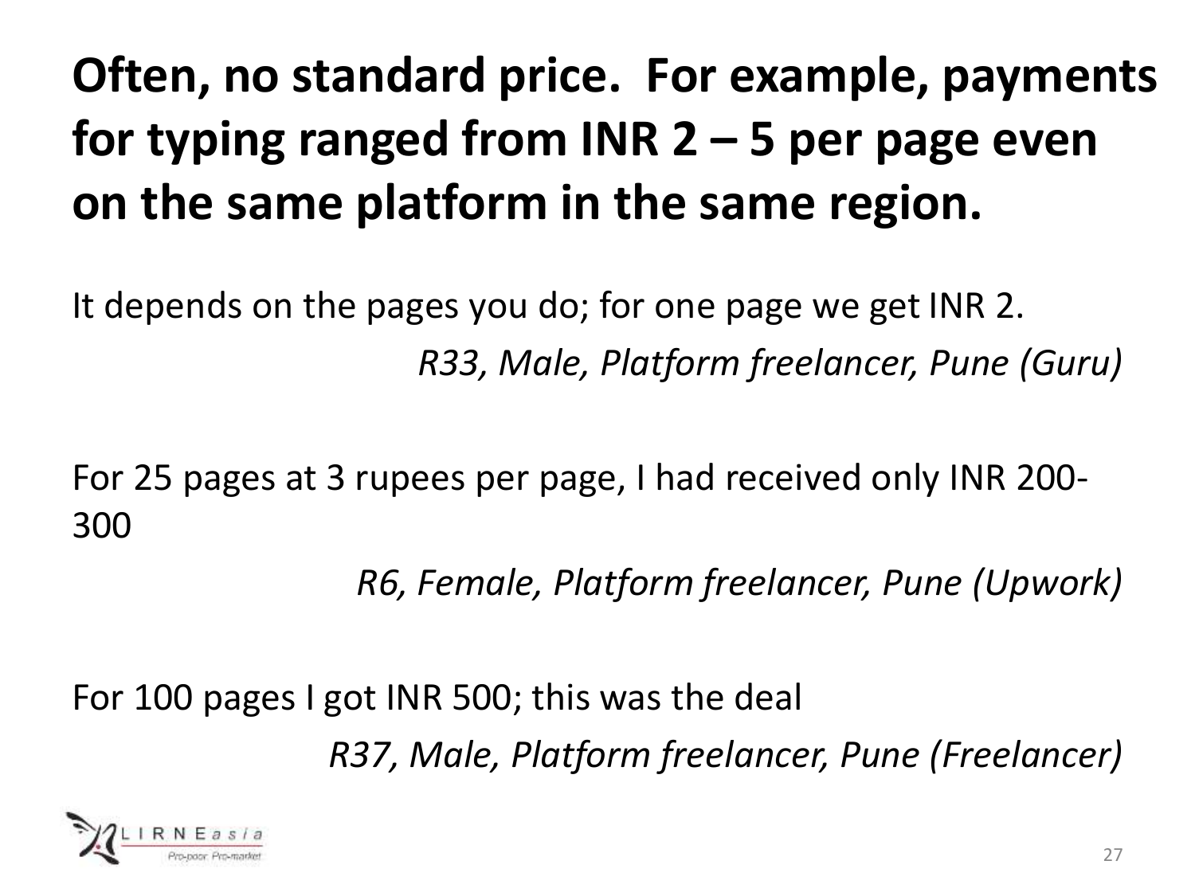# Often, no standard price. For example, payments for typing ranged from INR 2 – 5 per page even on the same platform in the same region.

It depends on the pages you do; for one page we get INR 2.

*R33, Male, Platform freelancer, Pune (Guru)*

For 25 pages at 3 rupees per page, I had received only INR 200-300

*R6, Female, Platform freelancer, Pune (Upwork)*

For 100 pages I got INR 500; this was the deal

*R37, Male, Platform freelancer, Pune (Freelancer)*

LIRNEasia
Pro-poor. Pro-market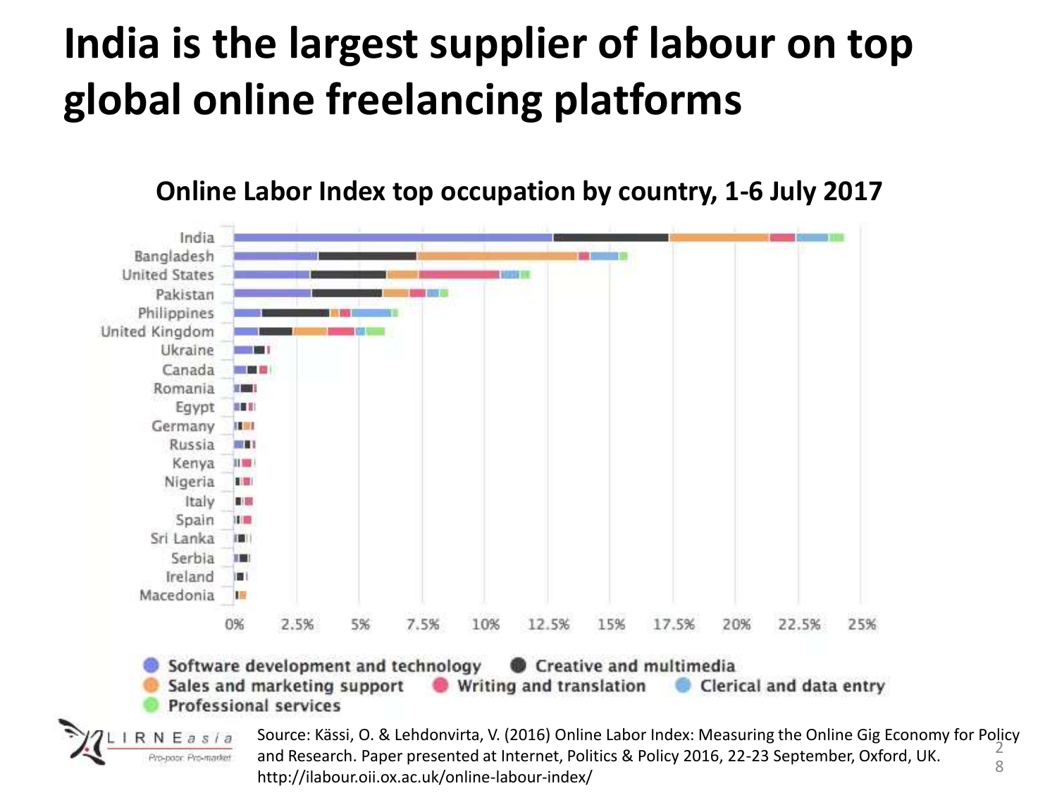# India is the largest supplier of labour on top global online freelancing platforms

**Online Labor Index top occupation by country, 1-6 July 2017**

Source: Kässi, O. & Lehdonvirta, V. (2016) Online Labor Index: Measuring the Online Gig Economy for Policy and Research. Paper presented at Internet, Politics & Policy 2016, 22-23 September, Oxford, UK. http://ilabour.oii.ox.ac.uk/online-labour-index/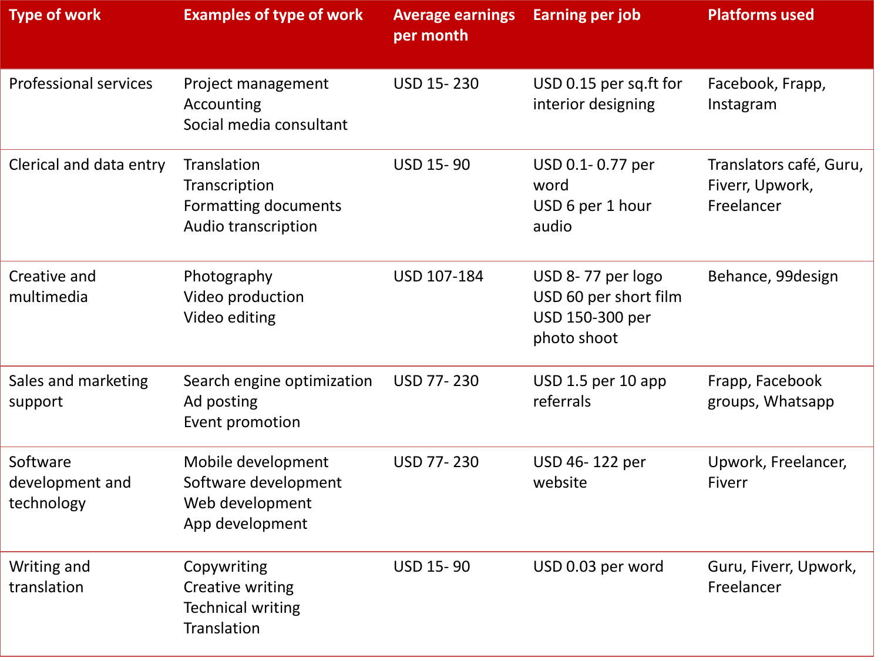| Type of work | Examples of type of work | Average earnings per month | Earning per job | Platforms used |
|---|---|---|---|---|
| Professional services | Project management<br>Accounting<br>Social media consultant | USD 15- 230 | USD 0.15 per sq.ft for interior designing | Facebook, Frapp, Instagram |
| Clerical and data entry | Translation<br>Transcription<br>Formatting documents<br>Audio transcription | USD 15- 90 | USD 0.1- 0.77 per word<br>USD 6 per 1 hour audio | Translators café, Guru, Fiverr, Upwork, Freelancer |
| Creative and multimedia | Photography<br>Video production<br>Video editing | USD 107-184 | USD 8- 77 per logo<br>USD 60 per short film<br>USD 150-300 per photo shoot | Behance, 99design |
| Sales and marketing support | Search engine optimization<br>Ad posting<br>Event promotion | USD 77- 230 | USD 1.5 per 10 app referrals | Frapp, Facebook groups, Whatsapp |
| Software development and technology | Mobile development<br>Software development<br>Web development<br>App development | USD 77- 230 | USD 46- 122 per website | Upwork, Freelancer, Fiverr |
| Writing and translation | Copywriting<br>Creative writing<br>Technical writing<br>Translation | USD 15- 90 | USD 0.03 per word | Guru, Fiverr, Upwork, Freelancer |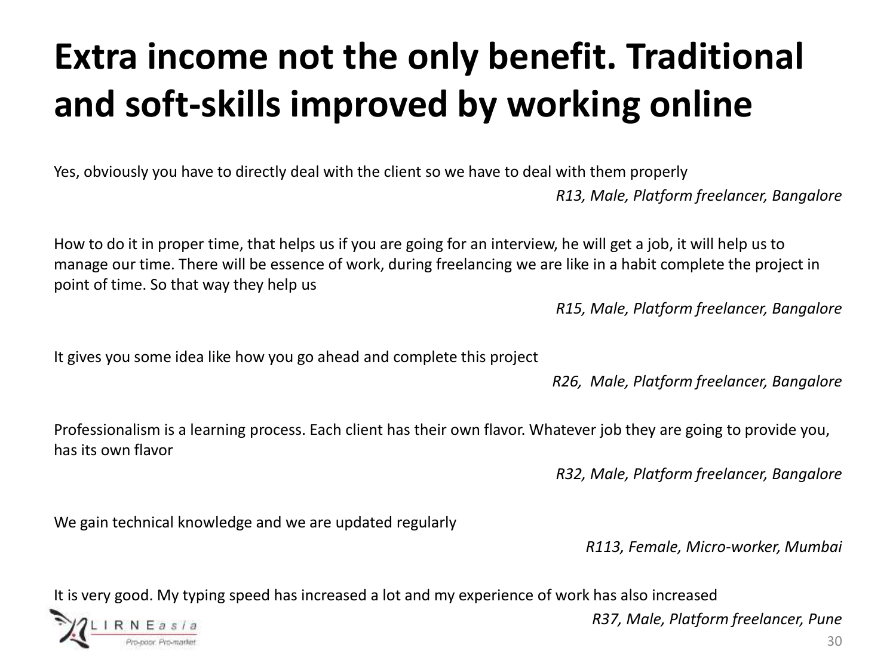# Extra income not the only benefit. Traditional and soft-skills improved by working online

Yes, obviously you have to directly deal with the client so we have to deal with them properly

*R13, Male, Platform freelancer, Bangalore*

How to do it in proper time, that helps us if you are going for an interview, he will get a job, it will help us to manage our time. There will be essence of work, during freelancing we are like in a habit complete the project in point of time. So that way they help us

*R15, Male, Platform freelancer, Bangalore*

It gives you some idea like how you go ahead and complete this project

*R26, Male, Platform freelancer, Bangalore*

Professionalism is a learning process. Each client has their own flavor. Whatever job they are going to provide you, has its own flavor

*R32, Male, Platform freelancer, Bangalore*

We gain technical knowledge and we are updated regularly

*R113, Female, Micro-worker, Mumbai*

It is very good. My typing speed has increased a lot and my experience of work has also increased

*R37, Male, Platform freelancer, Pune*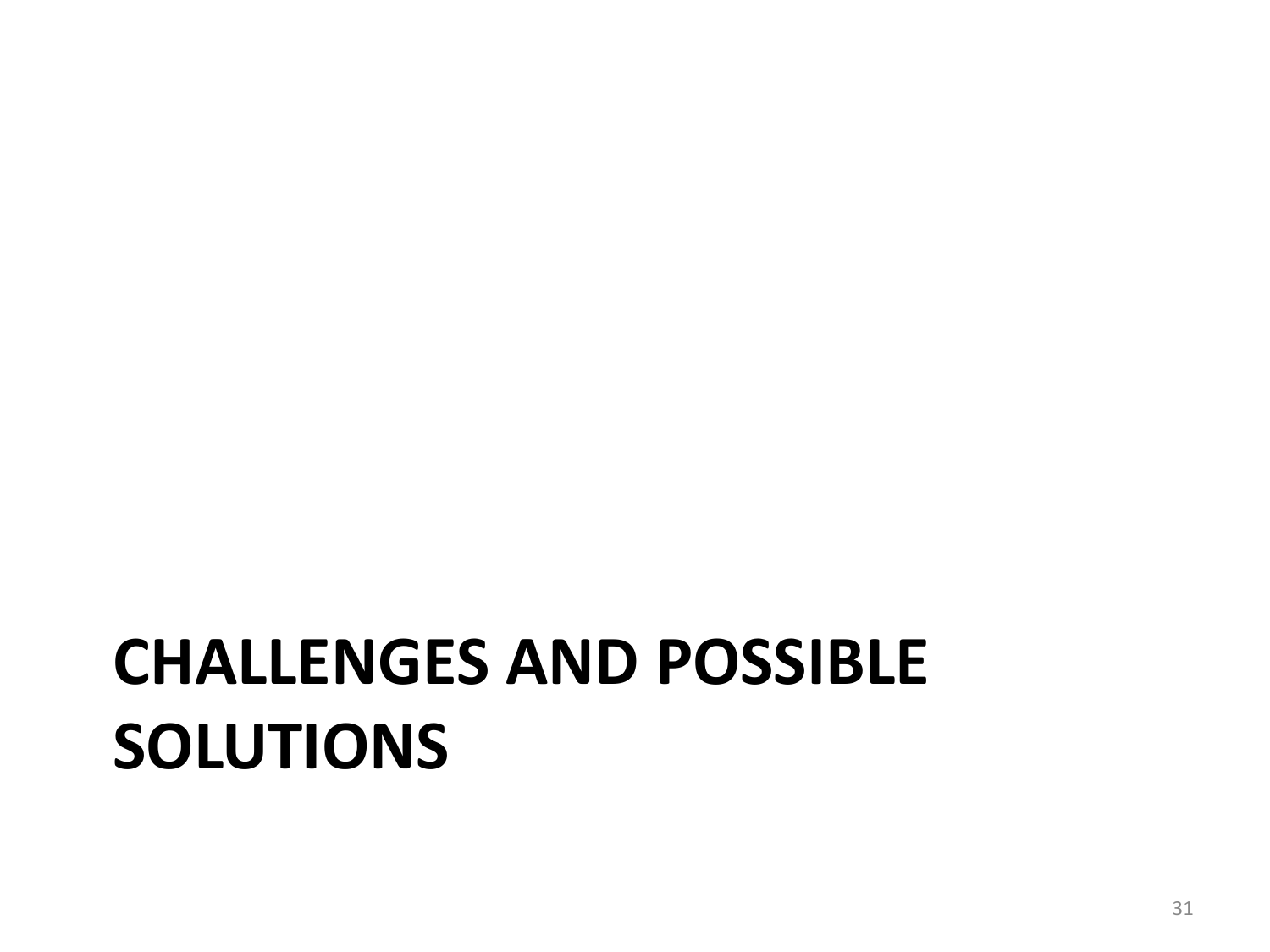# CHALLENGES AND POSSIBLE SOLUTIONS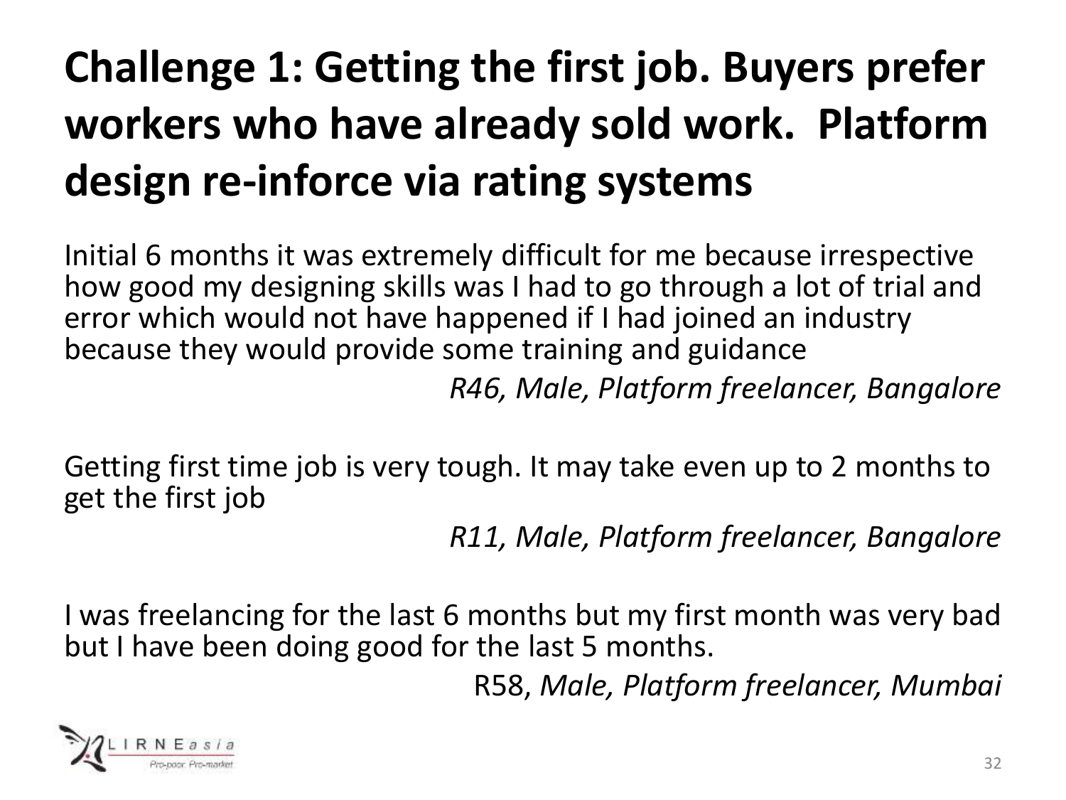# Challenge 1: Getting the first job. Buyers prefer workers who have already sold work. Platform design re-inforce via rating systems

Initial 6 months it was extremely difficult for me because irrespective how good my designing skills was I had to go through a lot of trial and error which would not have happened if I had joined an industry because they would provide some training and guidance

*R46, Male, Platform freelancer, Bangalore*

Getting first time job is very tough. It may take even up to 2 months to get the first job

*R11, Male, Platform freelancer, Bangalore*

I was freelancing for the last 6 months but my first month was very bad but I have been doing good for the last 5 months.

R58, *Male, Platform freelancer, Mumbai*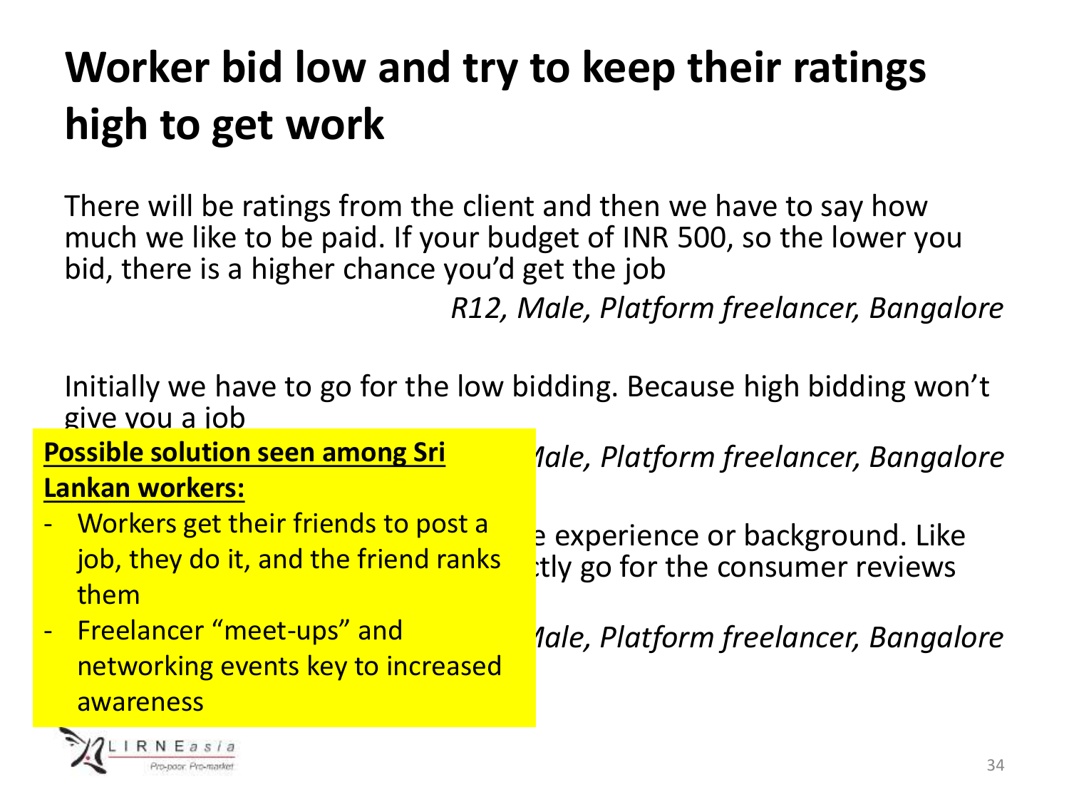# Worker bid low and try to keep their ratings high to get work

There will be ratings from the client and then we have to say how much we like to be paid. If your budget of INR 500, so the lower you bid, there is a higher chance you'd get the job

*R12, Male, Platform freelancer, Bangalore*

Initially we have to go for the low bidding. Because high bidding won't give you a job

*Male, Platform freelancer, Bangalore*

e experience or background. Like tly go for the consumer reviews

*Male, Platform freelancer, Bangalore*

**Possible solution seen among Sri Lankan workers:**

- Workers get their friends to post a job, they do it, and the friend ranks them
- Freelancer "meet-ups" and networking events key to increased awareness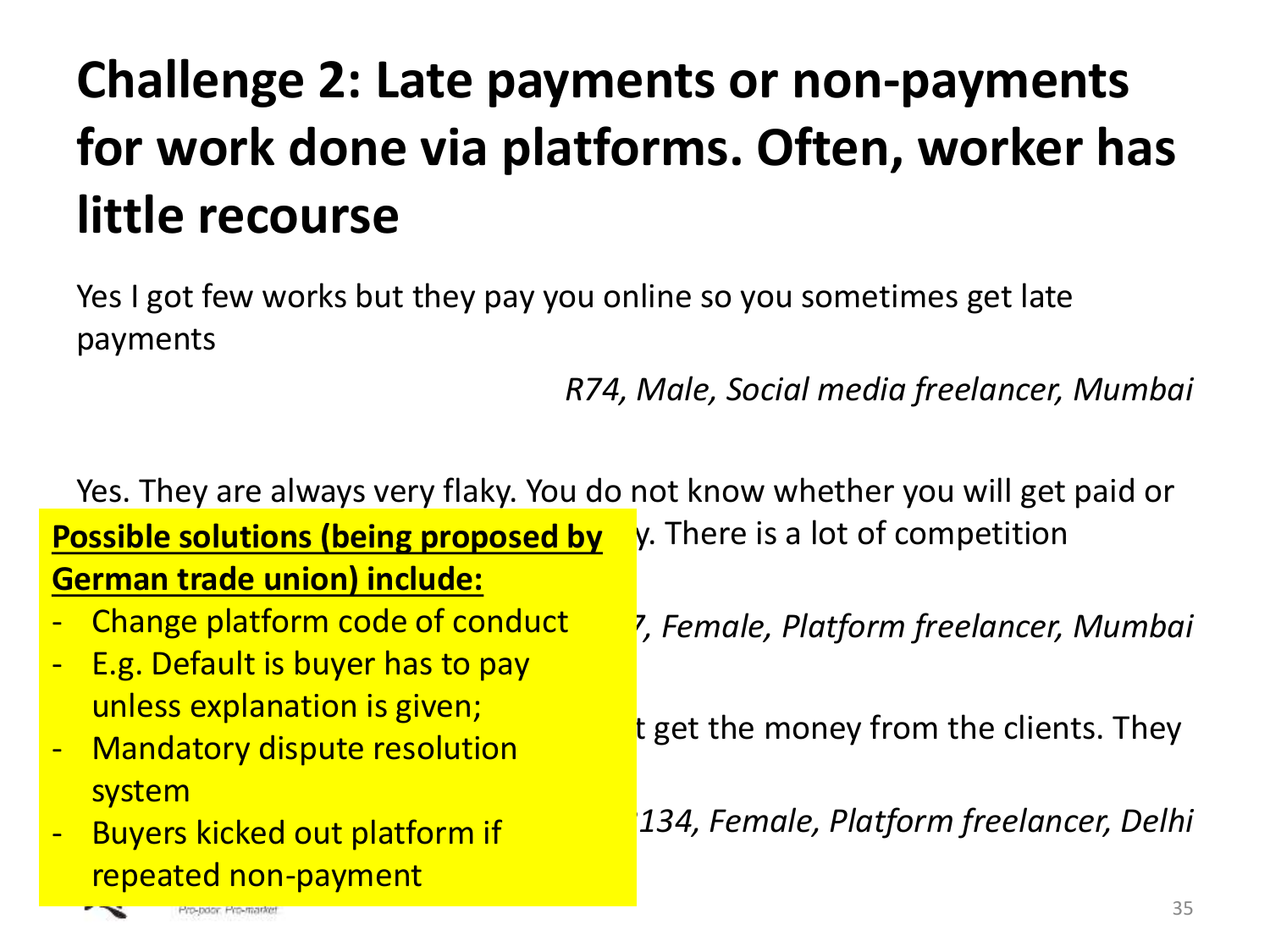# Challenge 2: Late payments or non-payments for work done via platforms. Often, worker has little recourse

Yes I got few works but they pay you online so you sometimes get late payments

*R74, Male, Social media freelancer, Mumbai*

Yes. They are always very flaky. You do not know whether you will get paid or y. There is a lot of competition

*7, Female, Platform freelancer, Mumbai*

t get the money from the clients. They

*134, Female, Platform freelancer, Delhi*

**Possible solutions (being proposed by German trade union) include:**

- Change platform code of conduct
- E.g. Default is buyer has to pay unless explanation is given;
- Mandatory dispute resolution system
- Buyers kicked out platform if repeated non-payment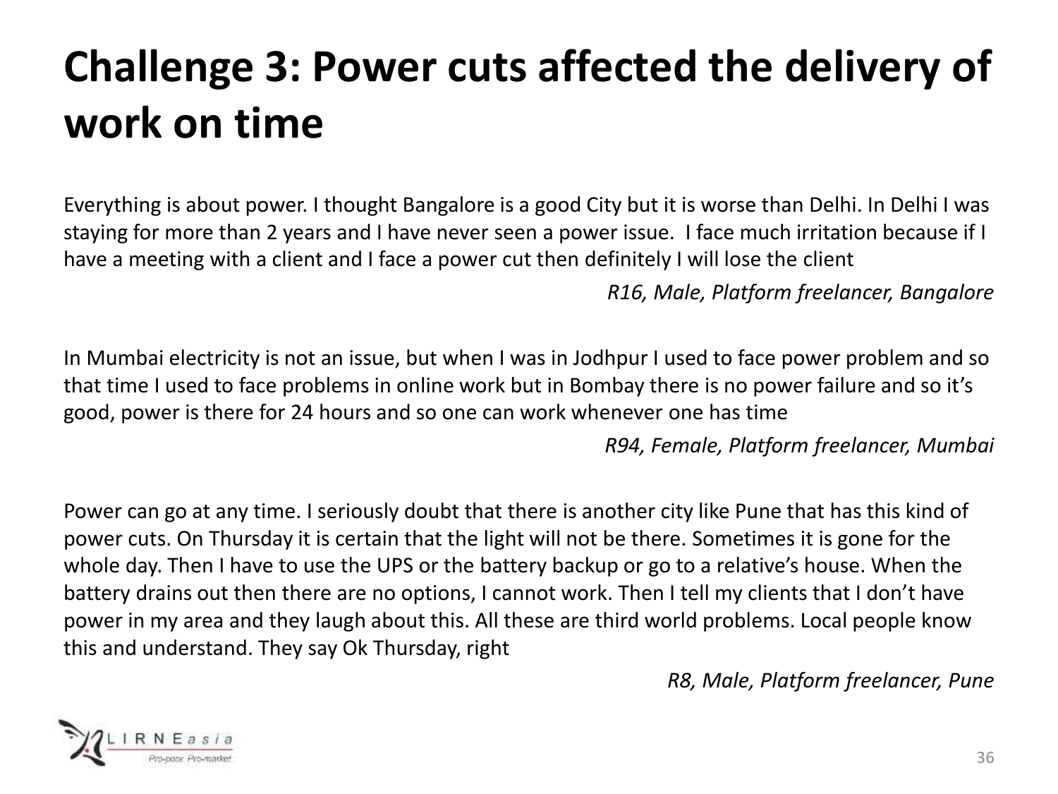# Challenge 3: Power cuts affected the delivery of work on time

Everything is about power. I thought Bangalore is a good City but it is worse than Delhi. In Delhi I was staying for more than 2 years and I have never seen a power issue. I face much irritation because if I have a meeting with a client and I face a power cut then definitely I will lose the client

*R16, Male, Platform freelancer, Bangalore*

In Mumbai electricity is not an issue, but when I was in Jodhpur I used to face power problem and so that time I used to face problems in online work but in Bombay there is no power failure and so it's good, power is there for 24 hours and so one can work whenever one has time

*R94, Female, Platform freelancer, Mumbai*

Power can go at any time. I seriously doubt that there is another city like Pune that has this kind of power cuts. On Thursday it is certain that the light will not be there. Sometimes it is gone for the whole day. Then I have to use the UPS or the battery backup or go to a relative's house. When the battery drains out then there are no options, I cannot work. Then I tell my clients that I don't have power in my area and they laugh about this. All these are third world problems. Local people know this and understand. They say Ok Thursday, right

*R8, Male, Platform freelancer, Pune*

LIRNEasia
Pro-poor. Pro-market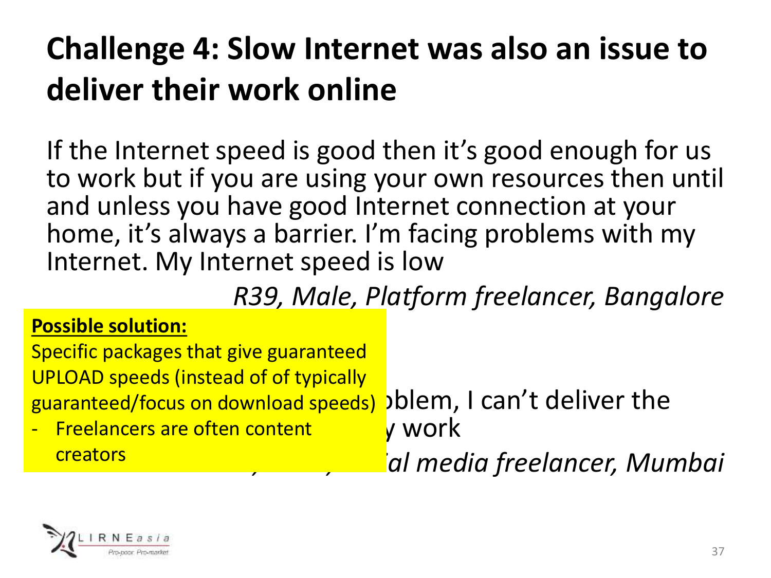# Challenge 4: Slow Internet was also an issue to deliver their work online

If the Internet speed is good then it's good enough for us to work but if you are using your own resources then until and unless you have good Internet connection at your home, it's always a barrier. I'm facing problems with my Internet. My Internet speed is low

*R39, Male, Platform freelancer, Bangalore*

**Possible solution:**

Specific packages that give guaranteed UPLOAD speeds (instead of of typically guaranteed/focus on download speeds)

- Freelancers are often content creators

...oblem, I can't deliver the ...y work

*...ial media freelancer, Mumbai*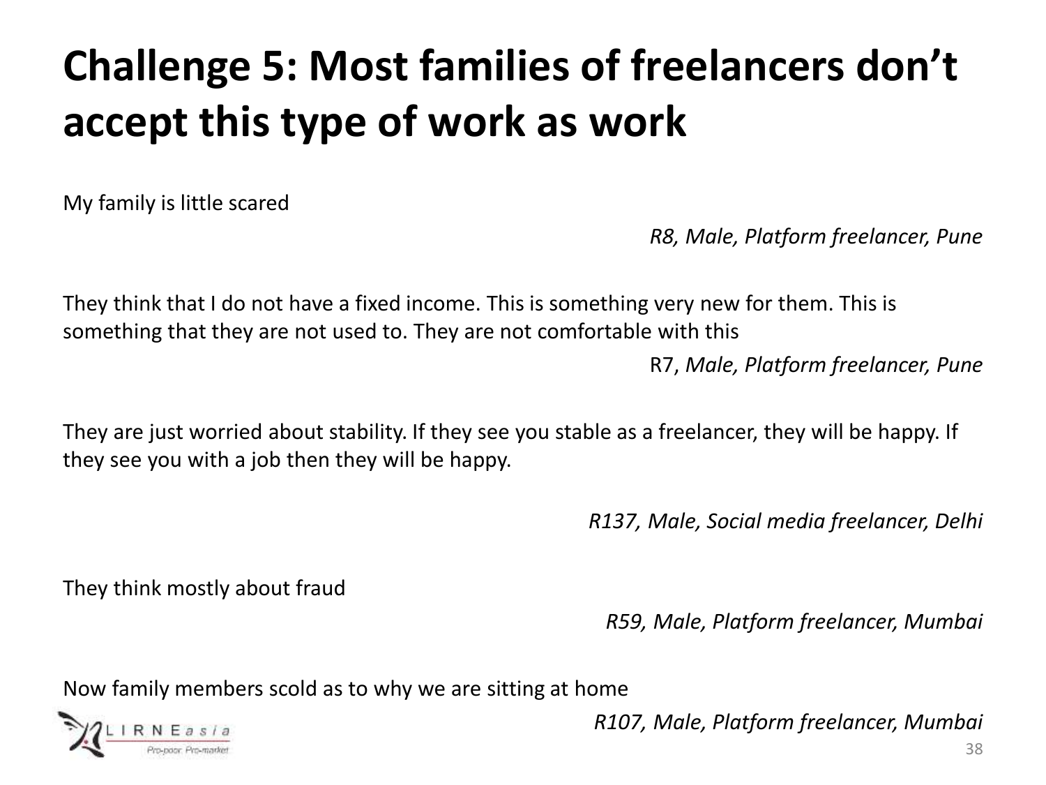# Challenge 5: Most families of freelancers don't accept this type of work as work

My family is little scared

*R8, Male, Platform freelancer, Pune*

They think that I do not have a fixed income. This is something very new for them. This is something that they are not used to. They are not comfortable with this

R7, *Male, Platform freelancer, Pune*

They are just worried about stability. If they see you stable as a freelancer, they will be happy. If they see you with a job then they will be happy.

*R137, Male, Social media freelancer, Delhi*

They think mostly about fraud

*R59, Male, Platform freelancer, Mumbai*

Now family members scold as to why we are sitting at home

*R107, Male, Platform freelancer, Mumbai*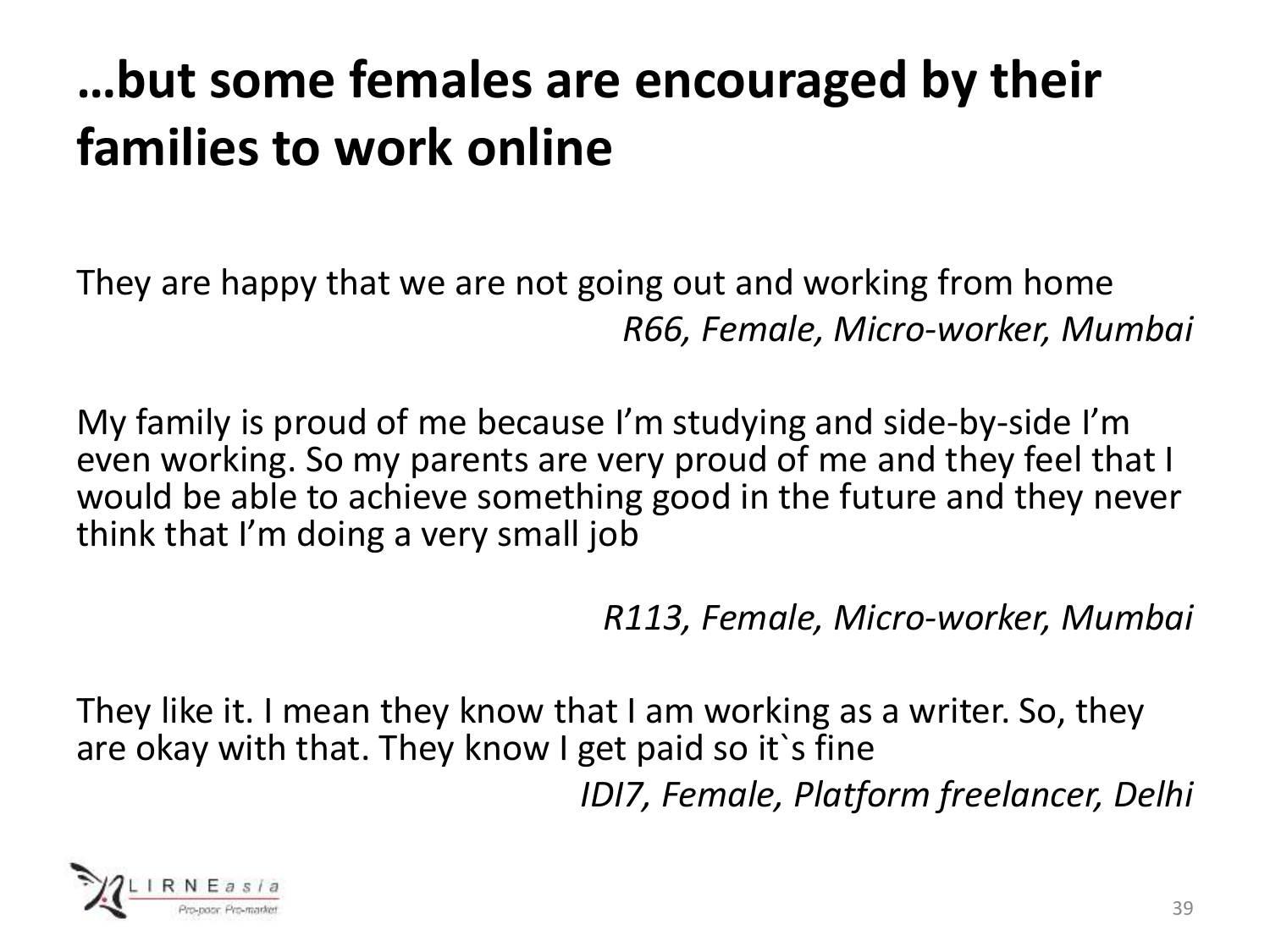# …but some females are encouraged by their families to work online

They are happy that we are not going out and working from home

*R66, Female, Micro-worker, Mumbai*

My family is proud of me because I'm studying and side-by-side I'm even working. So my parents are very proud of me and they feel that I would be able to achieve something good in the future and they never think that I'm doing a very small job

*R113, Female, Micro-worker, Mumbai*

They like it. I mean they know that I am working as a writer. So, they are okay with that. They know I get paid so it`s fine

*IDI7, Female, Platform freelancer, Delhi*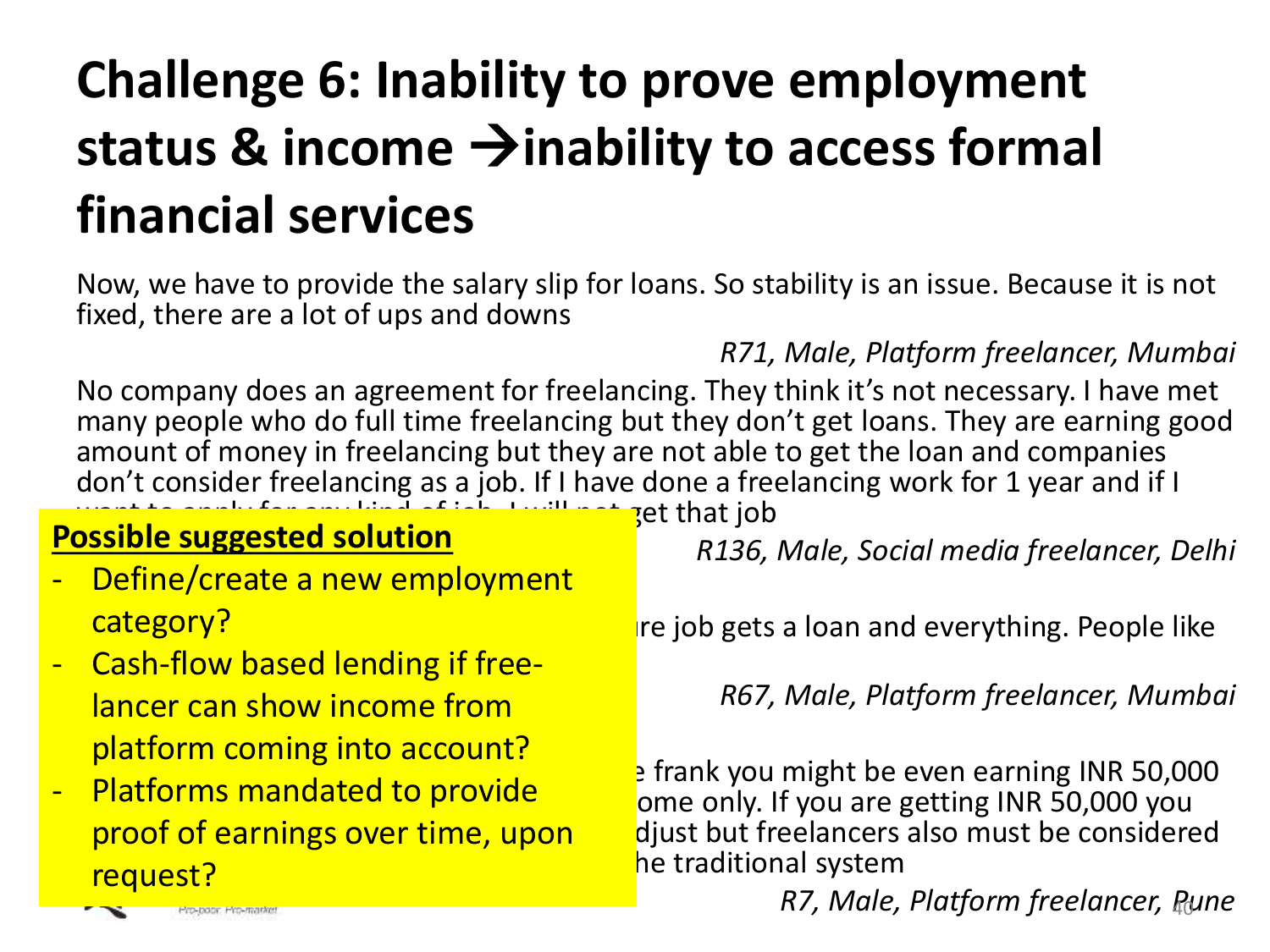# Challenge 6: Inability to prove employment status & income →inability to access formal financial services

Now, we have to provide the salary slip for loans. So stability is an issue. Because it is not fixed, there are a lot of ups and downs

*R71, Male, Platform freelancer, Mumbai*

No company does an agreement for freelancing. They think it's not necessary. I have met many people who do full time freelancing but they don't get loans. They are earning good amount of money in freelancing but they are not able to get the loan and companies don't consider freelancing as a job. If I have done a freelancing work for 1 year and if I want to apply for any kind of job, I will not get that job

*R136, Male, Social media freelancer, Delhi*

...re job gets a loan and everything. People like

*R67, Male, Platform freelancer, Mumbai*

...e frank you might be even earning INR 50,000 ...ome only. If you are getting INR 50,000 you ...djust but freelancers also must be considered ...he traditional system

*R7, Male, Platform freelancer, Pune*

**Possible suggested solution**

- Define/create a new employment category?
- Cash-flow based lending if free-lancer can show income from platform coming into account?
- Platforms mandated to provide proof of earnings over time, upon request?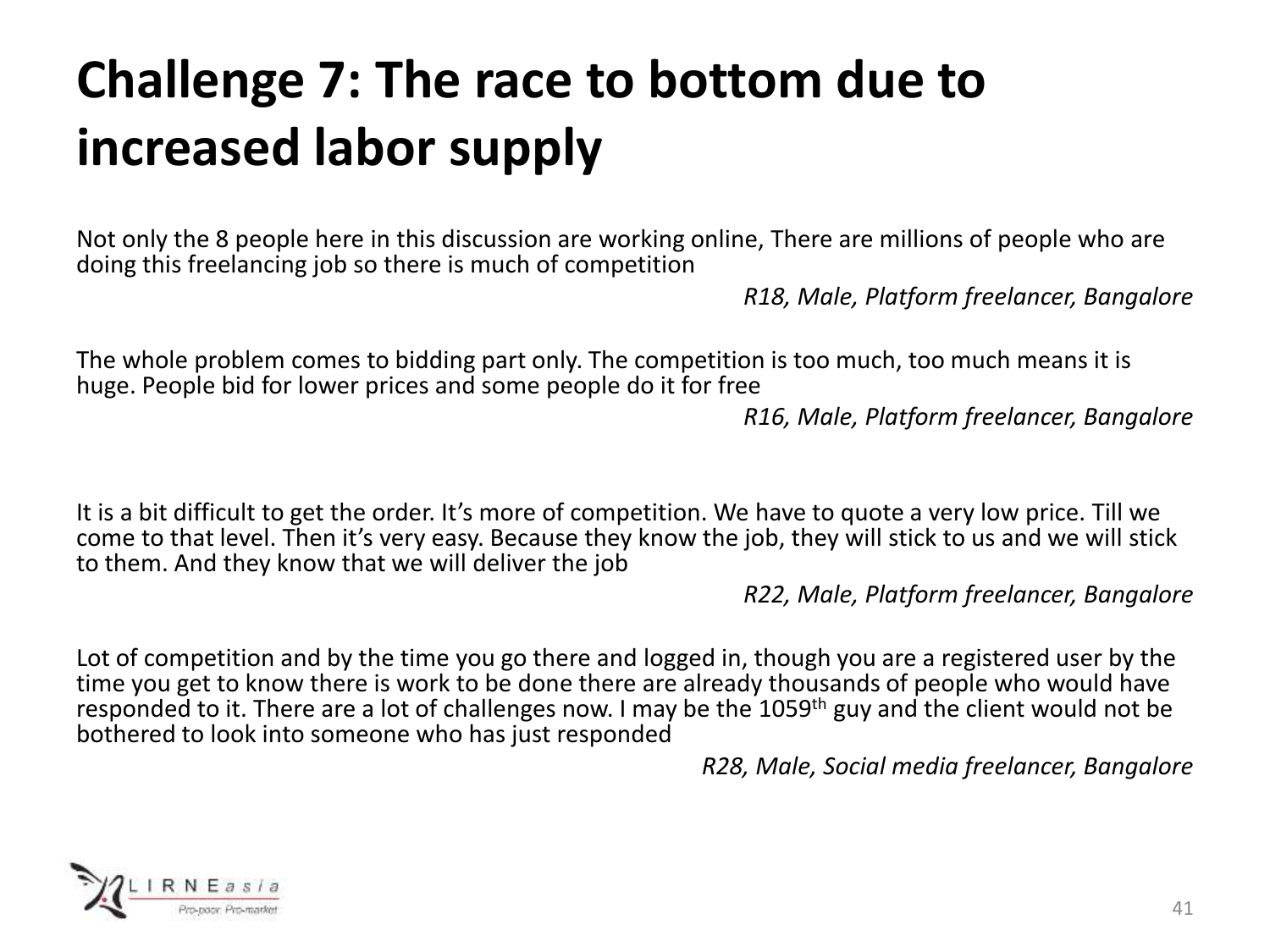# Challenge 7: The race to bottom due to increased labor supply

Not only the 8 people here in this discussion are working online, There are millions of people who are doing this freelancing job so there is much of competition

*R18, Male, Platform freelancer, Bangalore*

The whole problem comes to bidding part only. The competition is too much, too much means it is huge. People bid for lower prices and some people do it for free

*R16, Male, Platform freelancer, Bangalore*

It is a bit difficult to get the order. It's more of competition. We have to quote a very low price. Till we come to that level. Then it's very easy. Because they know the job, they will stick to us and we will stick to them. And they know that we will deliver the job

*R22, Male, Platform freelancer, Bangalore*

Lot of competition and by the time you go there and logged in, though you are a registered user by the time you get to know there is work to be done there are already thousands of people who would have responded to it. There are a lot of challenges now. I may be the 1059th guy and the client would not be bothered to look into someone who has just responded

*R28, Male, Social media freelancer, Bangalore*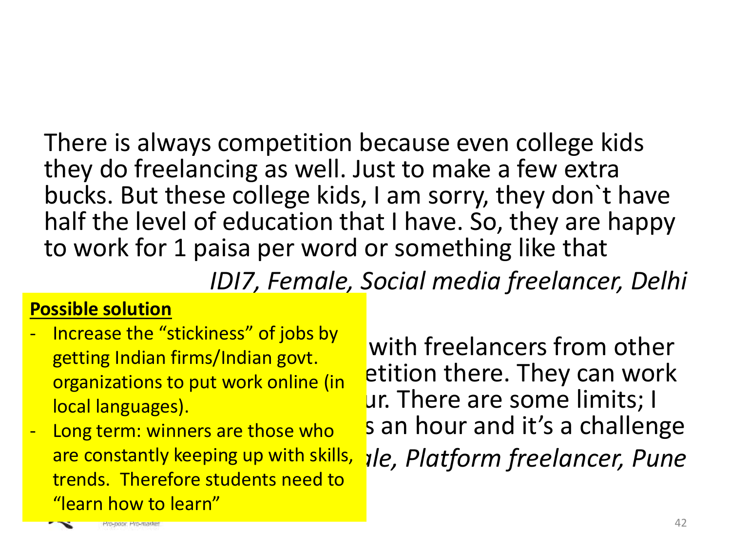There is always competition because even college kids they do freelancing as well. Just to make a few extra bucks. But these college kids, I am sorry, they don`t have half the level of education that I have. So, they are happy to work for 1 paisa per word or something like that

*IDI7, Female, Social media freelancer, Delhi*

with freelancers from other

etition there. They can work

ur. There are some limits; I

s an hour and it's a challenge

*ale, Platform freelancer, Pune*

**Possible solution**

- Increase the "stickiness" of jobs by getting Indian firms/Indian govt. organizations to put work online (in local languages).
- Long term: winners are those who are constantly keeping up with skills, trends. Therefore students need to "learn how to learn"

Pro-poor. Pro-market